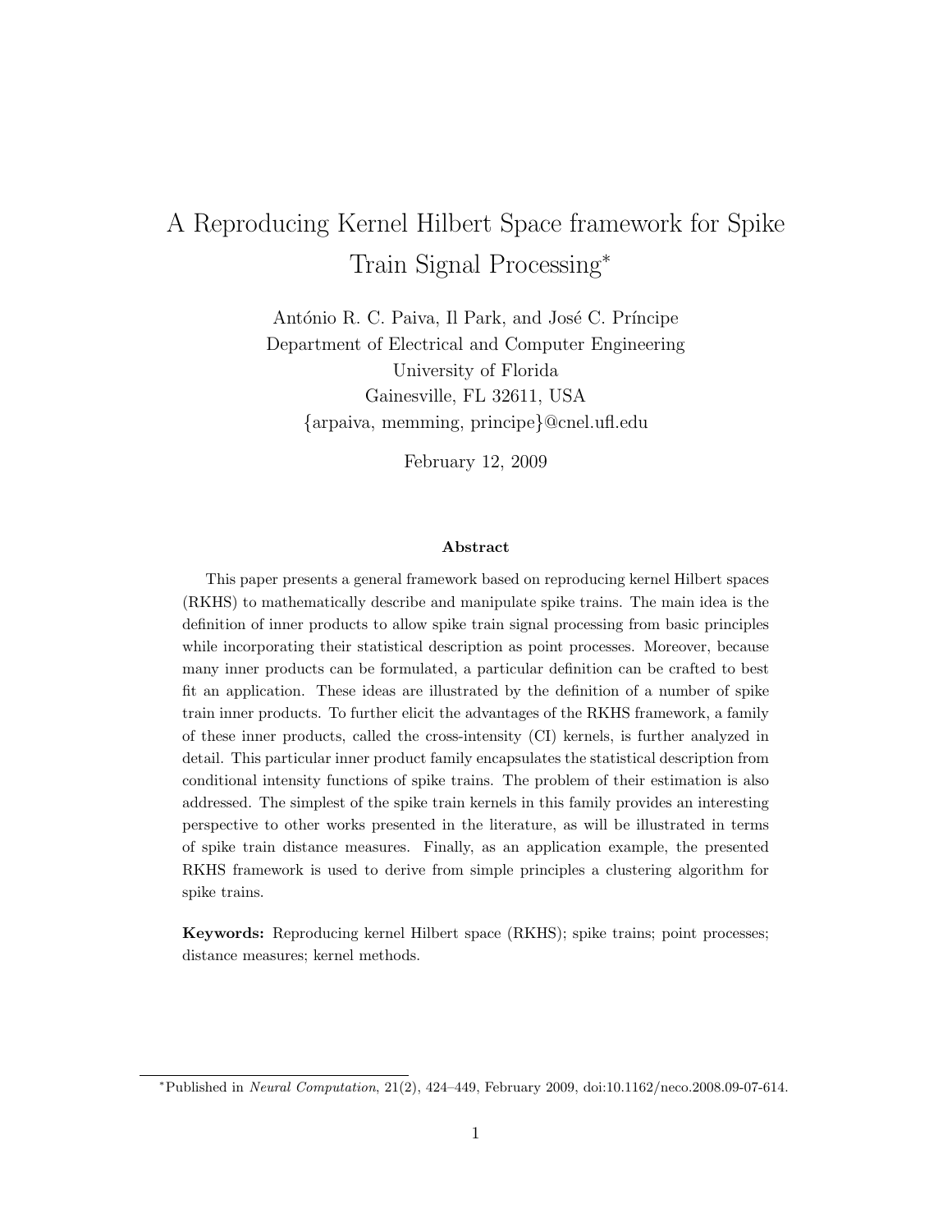# A Reproducing Kernel Hilbert Space framework for Spike Train Signal Processing*

António R. C. Paiva, Il Park, and José C. Príncipe
Department of Electrical and Computer Engineering
University of Florida
Gainesville, FL 32611, USA
{arpaiva, memming, principe}@cnel.ufl.edu

February 12, 2009

### Abstract

This paper presents a general framework based on reproducing kernel Hilbert spaces (RKHS) to mathematically describe and manipulate spike trains. The main idea is the definition of inner products to allow spike train signal processing from basic principles while incorporating their statistical description as point processes. Moreover, because many inner products can be formulated, a particular definition can be crafted to best fit an application. These ideas are illustrated by the definition of a number of spike train inner products. To further elicit the advantages of the RKHS framework, a family of these inner products, called the cross-intensity (CI) kernels, is further analyzed in detail. This particular inner product family encapsulates the statistical description from conditional intensity functions of spike trains. The problem of their estimation is also addressed. The simplest of the spike train kernels in this family provides an interesting perspective to other works presented in the literature, as will be illustrated in terms of spike train distance measures. Finally, as an application example, the presented RKHS framework is used to derive from simple principles a clustering algorithm for spike trains.

**Keywords:** Reproducing kernel Hilbert space (RKHS); spike trains; point processes; distance measures; kernel methods.

---

*Published in *Neural Computation*, 21(2), 424–449, February 2009, doi:10.1162/neco.2008.09-07-614.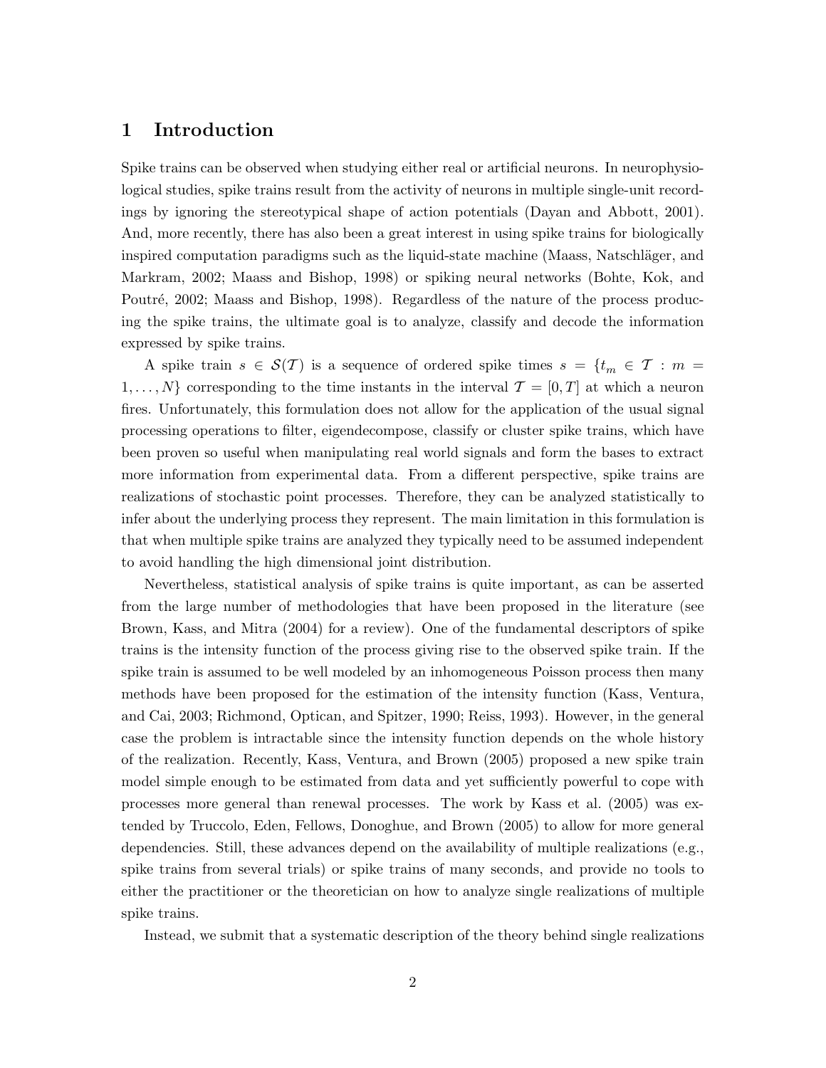# 1 Introduction

Spike trains can be observed when studying either real or artificial neurons. In neurophysiological studies, spike trains result from the activity of neurons in multiple single-unit recordings by ignoring the stereotypical shape of action potentials (Dayan and Abbott, 2001). And, more recently, there has also been a great interest in using spike trains for biologically inspired computation paradigms such as the liquid-state machine (Maass, Natschläger, and Markram, 2002; Maass and Bishop, 1998) or spiking neural networks (Bohte, Kok, and Poutré, 2002; Maass and Bishop, 1998). Regardless of the nature of the process producing the spike trains, the ultimate goal is to analyze, classify and decode the information expressed by spike trains.

A spike train $s \in \mathcal{S}(\mathcal{T})$ is a sequence of ordered spike times $s = \{t_m \in \mathcal{T} : m = 1, \ldots, N\}$ corresponding to the time instants in the interval $\mathcal{T} = [0, T]$ at which a neuron fires. Unfortunately, this formulation does not allow for the application of the usual signal processing operations to filter, eigendecompose, classify or cluster spike trains, which have been proven so useful when manipulating real world signals and form the bases to extract more information from experimental data. From a different perspective, spike trains are realizations of stochastic point processes. Therefore, they can be analyzed statistically to infer about the underlying process they represent. The main limitation in this formulation is that when multiple spike trains are analyzed they typically need to be assumed independent to avoid handling the high dimensional joint distribution.

Nevertheless, statistical analysis of spike trains is quite important, as can be asserted from the large number of methodologies that have been proposed in the literature (see Brown, Kass, and Mitra (2004) for a review). One of the fundamental descriptors of spike trains is the intensity function of the process giving rise to the observed spike train. If the spike train is assumed to be well modeled by an inhomogeneous Poisson process then many methods have been proposed for the estimation of the intensity function (Kass, Ventura, and Cai, 2003; Richmond, Optican, and Spitzer, 1990; Reiss, 1993). However, in the general case the problem is intractable since the intensity function depends on the whole history of the realization. Recently, Kass, Ventura, and Brown (2005) proposed a new spike train model simple enough to be estimated from data and yet sufficiently powerful to cope with processes more general than renewal processes. The work by Kass et al. (2005) was extended by Truccolo, Eden, Fellows, Donoghue, and Brown (2005) to allow for more general dependencies. Still, these advances depend on the availability of multiple realizations (e.g., spike trains from several trials) or spike trains of many seconds, and provide no tools to either the practitioner or the theoretician on how to analyze single realizations of multiple spike trains.

Instead, we submit that a systematic description of the theory behind single realizations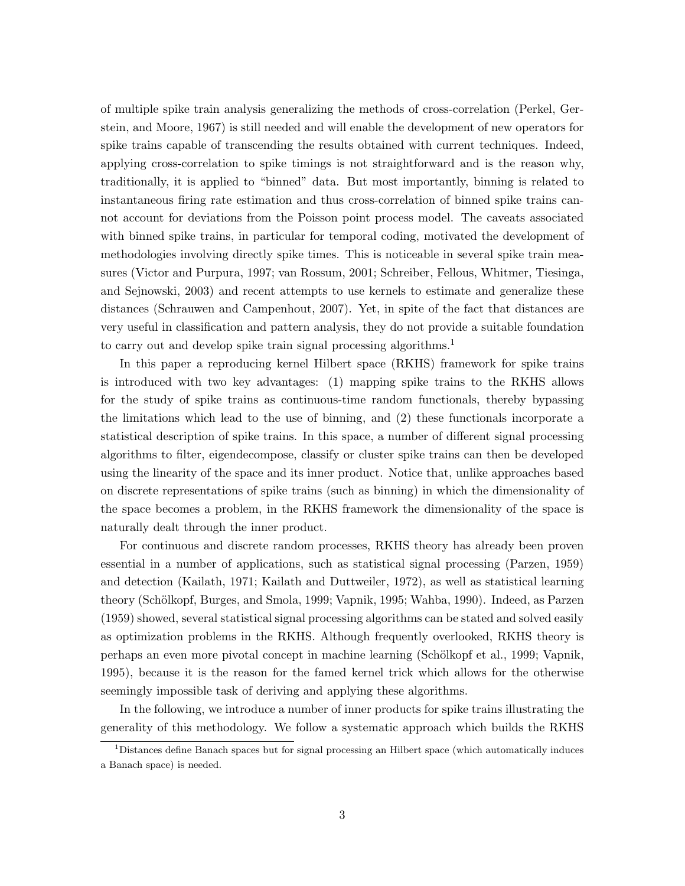of multiple spike train analysis generalizing the methods of cross-correlation (Perkel, Gerstein, and Moore, 1967) is still needed and will enable the development of new operators for spike trains capable of transcending the results obtained with current techniques. Indeed, applying cross-correlation to spike timings is not straightforward and is the reason why, traditionally, it is applied to "binned" data. But most importantly, binning is related to instantaneous firing rate estimation and thus cross-correlation of binned spike trains cannot account for deviations from the Poisson point process model. The caveats associated with binned spike trains, in particular for temporal coding, motivated the development of methodologies involving directly spike times. This is noticeable in several spike train measures (Victor and Purpura, 1997; van Rossum, 2001; Schreiber, Fellous, Whitmer, Tiesinga, and Sejnowski, 2003) and recent attempts to use kernels to estimate and generalize these distances (Schrauwen and Campenhout, 2007). Yet, in spite of the fact that distances are very useful in classification and pattern analysis, they do not provide a suitable foundation to carry out and develop spike train signal processing algorithms.[1]

In this paper a reproducing kernel Hilbert space (RKHS) framework for spike trains is introduced with two key advantages: (1) mapping spike trains to the RKHS allows for the study of spike trains as continuous-time random functionals, thereby bypassing the limitations which lead to the use of binning, and (2) these functionals incorporate a statistical description of spike trains. In this space, a number of different signal processing algorithms to filter, eigendecompose, classify or cluster spike trains can then be developed using the linearity of the space and its inner product. Notice that, unlike approaches based on discrete representations of spike trains (such as binning) in which the dimensionality of the space becomes a problem, in the RKHS framework the dimensionality of the space is naturally dealt through the inner product.

For continuous and discrete random processes, RKHS theory has already been proven essential in a number of applications, such as statistical signal processing (Parzen, 1959) and detection (Kailath, 1971; Kailath and Duttweiler, 1972), as well as statistical learning theory (Schölkopf, Burges, and Smola, 1999; Vapnik, 1995; Wahba, 1990). Indeed, as Parzen (1959) showed, several statistical signal processing algorithms can be stated and solved easily as optimization problems in the RKHS. Although frequently overlooked, RKHS theory is perhaps an even more pivotal concept in machine learning (Schölkopf et al., 1999; Vapnik, 1995), because it is the reason for the famed kernel trick which allows for the otherwise seemingly impossible task of deriving and applying these algorithms.

In the following, we introduce a number of inner products for spike trains illustrating the generality of this methodology. We follow a systematic approach which builds the RKHS

[1] Distances define Banach spaces but for signal processing an Hilbert space (which automatically induces a Banach space) is needed.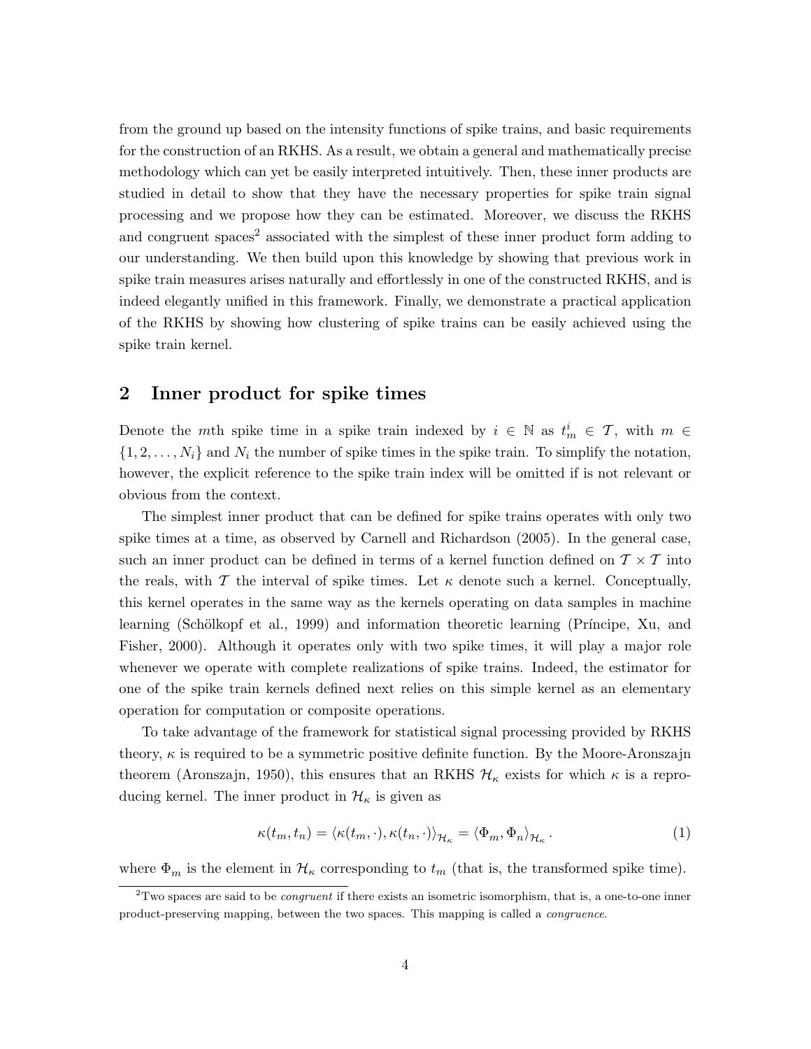from the ground up based on the intensity functions of spike trains, and basic requirements for the construction of an RKHS. As a result, we obtain a general and mathematically precise methodology which can yet be easily interpreted intuitively. Then, these inner products are studied in detail to show that they have the necessary properties for spike train signal processing and we propose how they can be estimated. Moreover, we discuss the RKHS and congruent spaces[2] associated with the simplest of these inner product form adding to our understanding. We then build upon this knowledge by showing that previous work in spike train measures arises naturally and effortlessly in one of the constructed RKHS, and is indeed elegantly unified in this framework. Finally, we demonstrate a practical application of the RKHS by showing how clustering of spike trains can be easily achieved using the spike train kernel.

## 2 Inner product for spike times

Denote the $m$th spike time in a spike train indexed by $i \in \mathbb{N}$ as $t_m^i \in \mathcal{T}$, with $m \in \{1, 2, \ldots, N_i\}$ and $N_i$ the number of spike times in the spike train. To simplify the notation, however, the explicit reference to the spike train index will be omitted if is not relevant or obvious from the context.

The simplest inner product that can be defined for spike trains operates with only two spike times at a time, as observed by Carnell and Richardson (2005). In the general case, such an inner product can be defined in terms of a kernel function defined on $\mathcal{T} \times \mathcal{T}$ into the reals, with $\mathcal{T}$ the interval of spike times. Let $\kappa$ denote such a kernel. Conceptually, this kernel operates in the same way as the kernels operating on data samples in machine learning (Schölkopf et al., 1999) and information theoretic learning (Príncipe, Xu, and Fisher, 2000). Although it operates only with two spike times, it will play a major role whenever we operate with complete realizations of spike trains. Indeed, the estimator for one of the spike train kernels defined next relies on this simple kernel as an elementary operation for computation or composite operations.

To take advantage of the framework for statistical signal processing provided by RKHS theory, $\kappa$ is required to be a symmetric positive definite function. By the Moore-Aronszajn theorem (Aronszajn, 1950), this ensures that an RKHS $\mathcal{H}_\kappa$ exists for which $\kappa$ is a reproducing kernel. The inner product in $\mathcal{H}_\kappa$ is given as

$$\kappa(t_m, t_n) = \langle \kappa(t_m, \cdot), \kappa(t_n, \cdot) \rangle_{\mathcal{H}_\kappa} = \langle \Phi_m, \Phi_n \rangle_{\mathcal{H}_\kappa}. \tag{1}$$

where $\Phi_m$ is the element in $\mathcal{H}_\kappa$ corresponding to $t_m$ (that is, the transformed spike time).

[2] Two spaces are said to be *congruent* if there exists an isometric isomorphism, that is, a one-to-one inner product-preserving mapping, between the two spaces. This mapping is called a *congruence*.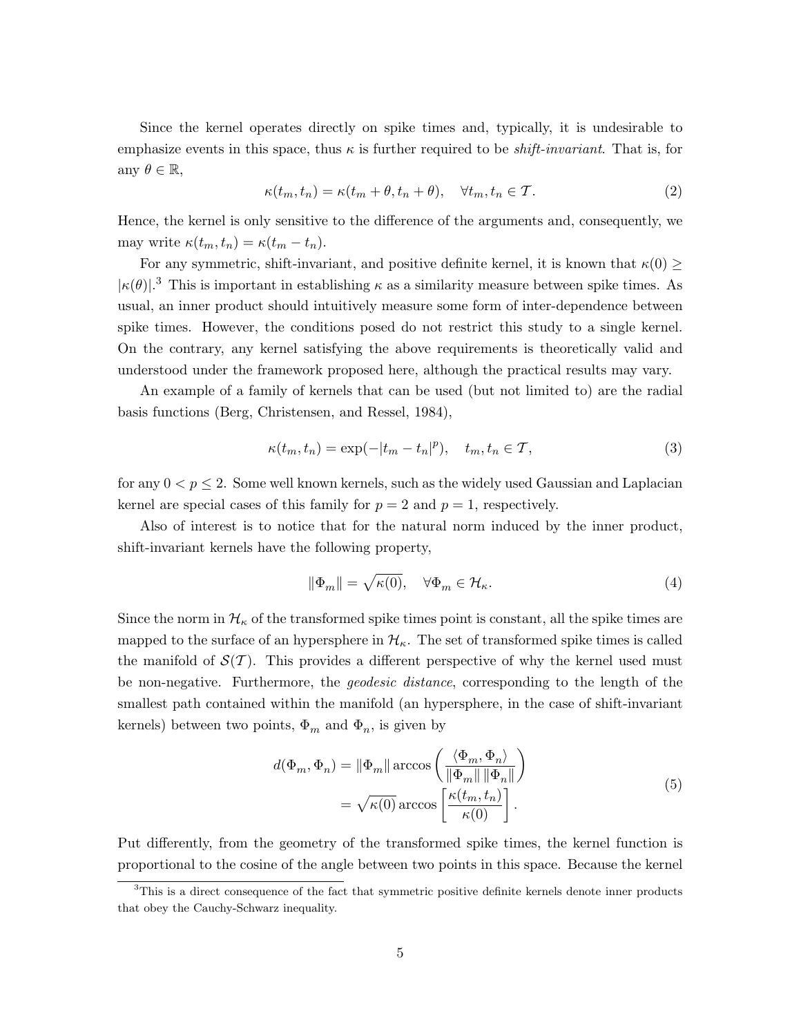Since the kernel operates directly on spike times and, typically, it is undesirable to emphasize events in this space, thus $\kappa$ is further required to be *shift-invariant*. That is, for any $\theta \in \mathbb{R}$,

$$\kappa(t_m, t_n) = \kappa(t_m + \theta, t_n + \theta), \quad \forall t_m, t_n \in \mathcal{T}. \tag{2}$$

Hence, the kernel is only sensitive to the difference of the arguments and, consequently, we may write $\kappa(t_m, t_n) = \kappa(t_m - t_n)$.

For any symmetric, shift-invariant, and positive definite kernel, it is known that $\kappa(0) \geq |\kappa(\theta)|$.[3] This is important in establishing $\kappa$ as a similarity measure between spike times. As usual, an inner product should intuitively measure some form of inter-dependence between spike times. However, the conditions posed do not restrict this study to a single kernel. On the contrary, any kernel satisfying the above requirements is theoretically valid and understood under the framework proposed here, although the practical results may vary.

An example of a family of kernels that can be used (but not limited to) are the radial basis functions (Berg, Christensen, and Ressel, 1984),

$$\kappa(t_m, t_n) = \exp(-|t_m - t_n|^p), \quad t_m, t_n \in \mathcal{T}, \tag{3}$$

for any $0 < p \leq 2$. Some well known kernels, such as the widely used Gaussian and Laplacian kernel are special cases of this family for $p = 2$ and $p = 1$, respectively.

Also of interest is to notice that for the natural norm induced by the inner product, shift-invariant kernels have the following property,

$$\|\Phi_m\| = \sqrt{\kappa(0)}, \quad \forall \Phi_m \in \mathcal{H}_\kappa. \tag{4}$$

Since the norm in $\mathcal{H}_\kappa$ of the transformed spike times point is constant, all the spike times are mapped to the surface of an hypersphere in $\mathcal{H}_\kappa$. The set of transformed spike times is called the manifold of $\mathcal{S}(\mathcal{T})$. This provides a different perspective of why the kernel used must be non-negative. Furthermore, the *geodesic distance*, corresponding to the length of the smallest path contained within the manifold (an hypersphere, in the case of shift-invariant kernels) between two points, $\Phi_m$ and $\Phi_n$, is given by

$$\begin{aligned} d(\Phi_m, \Phi_n) &= \|\Phi_m\| \arccos\left(\frac{\langle \Phi_m, \Phi_n \rangle}{\|\Phi_m\| \, \|\Phi_n\|}\right) \\ &= \sqrt{\kappa(0)} \arccos\left[\frac{\kappa(t_m, t_n)}{\kappa(0)}\right]. \end{aligned} \tag{5}$$

Put differently, from the geometry of the transformed spike times, the kernel function is proportional to the cosine of the angle between two points in this space. Because the kernel

[3] This is a direct consequence of the fact that symmetric positive definite kernels denote inner products that obey the Cauchy-Schwarz inequality.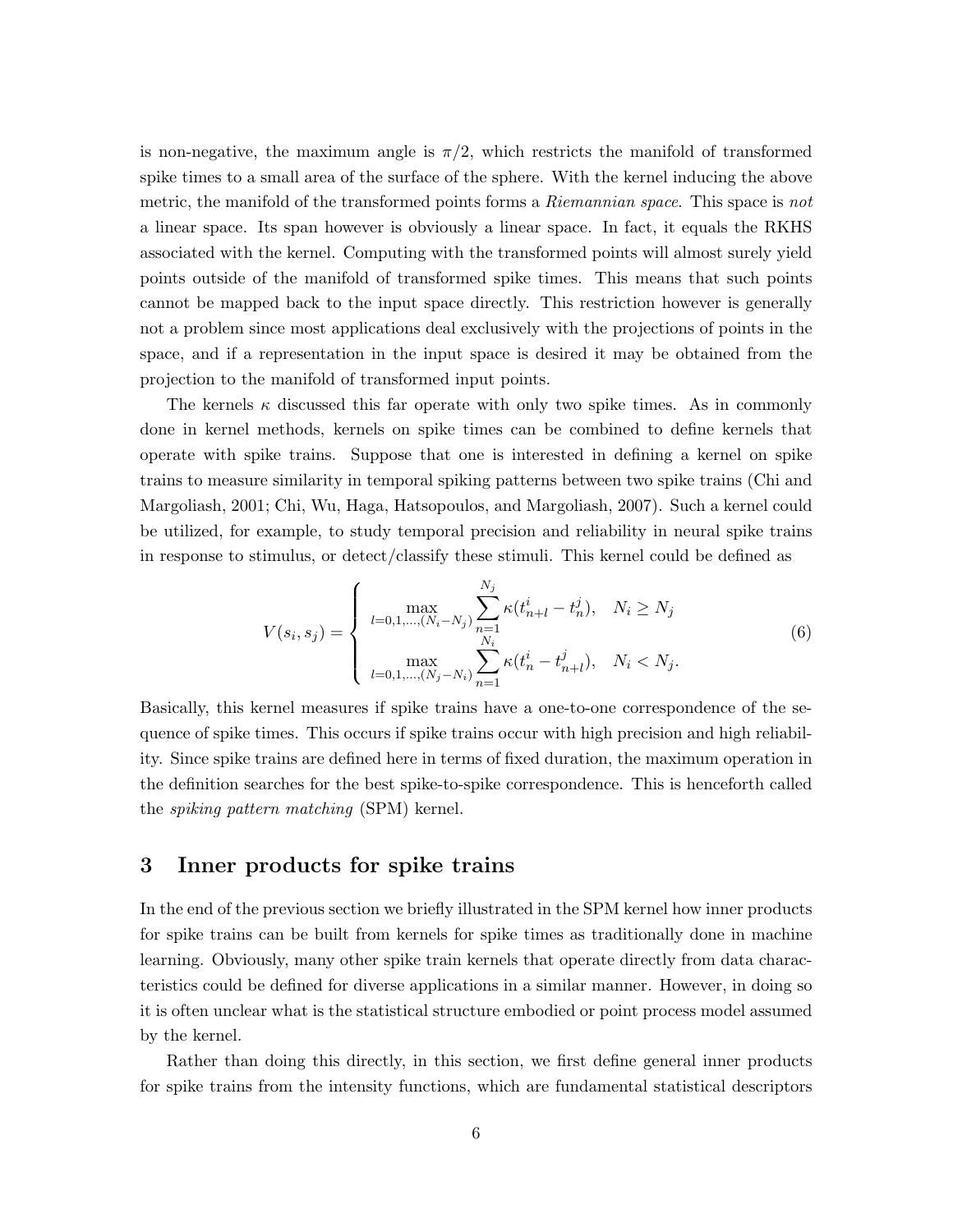is non-negative, the maximum angle is $\pi/2$, which restricts the manifold of transformed spike times to a small area of the surface of the sphere. With the kernel inducing the above metric, the manifold of the transformed points forms a *Riemannian space*. This space is *not* a linear space. Its span however is obviously a linear space. In fact, it equals the RKHS associated with the kernel. Computing with the transformed points will almost surely yield points outside of the manifold of transformed spike times. This means that such points cannot be mapped back to the input space directly. This restriction however is generally not a problem since most applications deal exclusively with the projections of points in the space, and if a representation in the input space is desired it may be obtained from the projection to the manifold of transformed input points.

The kernels $\kappa$ discussed this far operate with only two spike times. As in commonly done in kernel methods, kernels on spike times can be combined to define kernels that operate with spike trains. Suppose that one is interested in defining a kernel on spike trains to measure similarity in temporal spiking patterns between two spike trains (Chi and Margoliash, 2001; Chi, Wu, Haga, Hatsopoulos, and Margoliash, 2007). Such a kernel could be utilized, for example, to study temporal precision and reliability in neural spike trains in response to stimulus, or detect/classify these stimuli. This kernel could be defined as

$$V(s_i, s_j) = \begin{cases} \displaystyle\max_{l=0,1,\ldots,(N_i-N_j)} \sum_{n=1}^{N_j} \kappa(t^i_{n+l} - t^j_n), & N_i \geq N_j \\ \displaystyle\max_{l=0,1,\ldots,(N_j-N_i)} \sum_{n=1}^{N_i} \kappa(t^i_n - t^j_{n+l}), & N_i < N_j. \end{cases} \tag{6}$$

Basically, this kernel measures if spike trains have a one-to-one correspondence of the sequence of spike times. This occurs if spike trains occur with high precision and high reliability. Since spike trains are defined here in terms of fixed duration, the maximum operation in the definition searches for the best spike-to-spike correspondence. This is henceforth called the *spiking pattern matching* (SPM) kernel.

## 3 Inner products for spike trains

In the end of the previous section we briefly illustrated in the SPM kernel how inner products for spike trains can be built from kernels for spike times as traditionally done in machine learning. Obviously, many other spike train kernels that operate directly from data characteristics could be defined for diverse applications in a similar manner. However, in doing so it is often unclear what is the statistical structure embodied or point process model assumed by the kernel.

Rather than doing this directly, in this section, we first define general inner products for spike trains from the intensity functions, which are fundamental statistical descriptors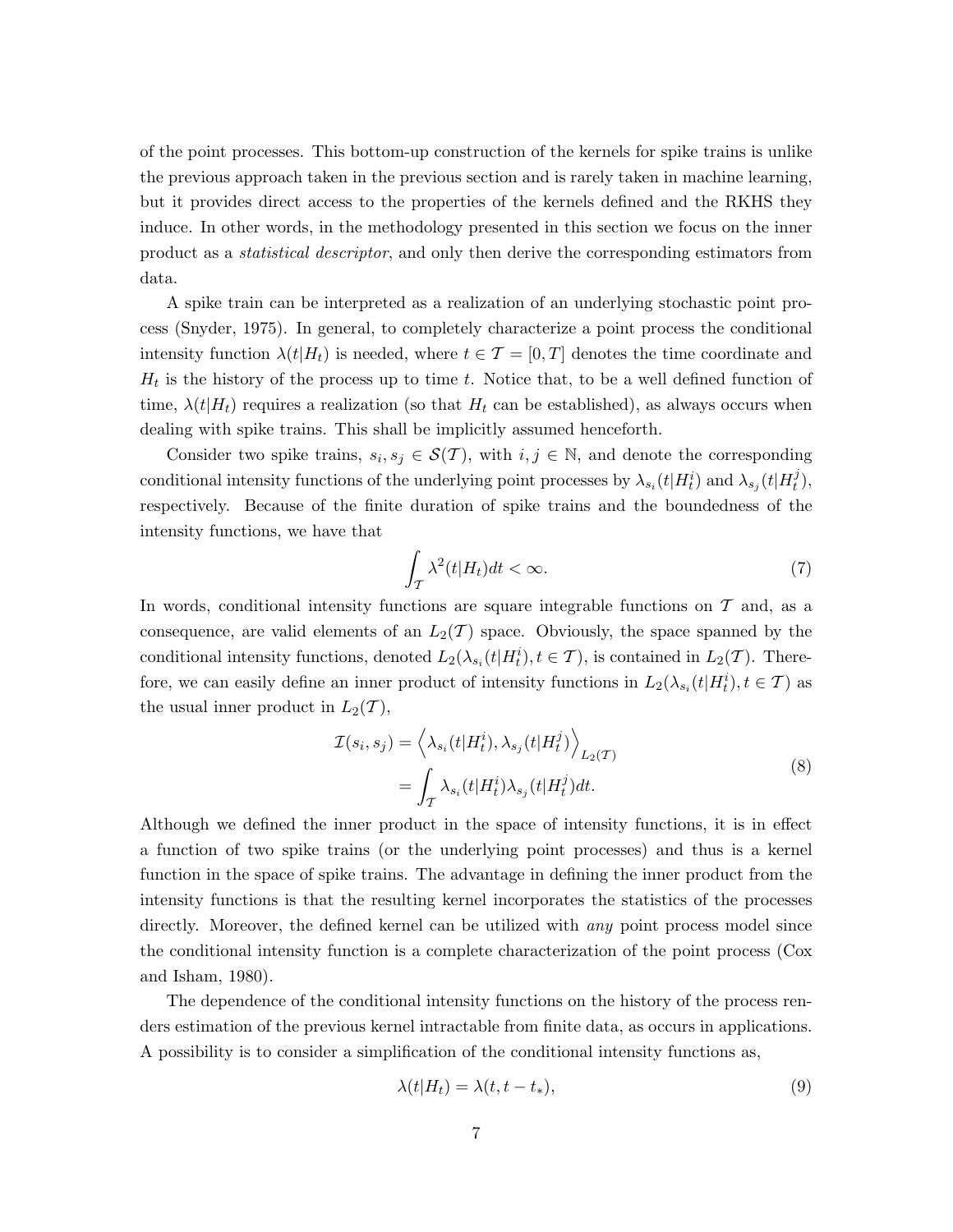of the point processes. This bottom-up construction of the kernels for spike trains is unlike the previous approach taken in the previous section and is rarely taken in machine learning, but it provides direct access to the properties of the kernels defined and the RKHS they induce. In other words, in the methodology presented in this section we focus on the inner product as a *statistical descriptor*, and only then derive the corresponding estimators from data.

A spike train can be interpreted as a realization of an underlying stochastic point process (Snyder, 1975). In general, to completely characterize a point process the conditional intensity function $\lambda(t|H_t)$ is needed, where $t \in \mathcal{T} = [0, T]$ denotes the time coordinate and $H_t$ is the history of the process up to time $t$. Notice that, to be a well defined function of time, $\lambda(t|H_t)$ requires a realization (so that $H_t$ can be established), as always occurs when dealing with spike trains. This shall be implicitly assumed henceforth.

Consider two spike trains, $s_i, s_j \in \mathcal{S}(\mathcal{T})$, with $i, j \in \mathbb{N}$, and denote the corresponding conditional intensity functions of the underlying point processes by $\lambda_{s_i}(t|H_t^i)$ and $\lambda_{s_j}(t|H_t^j)$, respectively. Because of the finite duration of spike trains and the boundedness of the intensity functions, we have that

$$\int_{\mathcal{T}} \lambda^2(t|H_t)dt < \infty. \tag{7}$$

In words, conditional intensity functions are square integrable functions on $\mathcal{T}$ and, as a consequence, are valid elements of an $L_2(\mathcal{T})$ space. Obviously, the space spanned by the conditional intensity functions, denoted $L_2(\lambda_{s_i}(t|H_t^i), t \in \mathcal{T})$, is contained in $L_2(\mathcal{T})$. Therefore, we can easily define an inner product of intensity functions in $L_2(\lambda_{s_i}(t|H_t^i), t \in \mathcal{T})$ as the usual inner product in $L_2(\mathcal{T})$,

$$\begin{aligned} \mathcal{I}(s_i, s_j) &= \left\langle \lambda_{s_i}(t|H_t^i), \lambda_{s_j}(t|H_t^j) \right\rangle_{L_2(\mathcal{T})} \\ &= \int_{\mathcal{T}} \lambda_{s_i}(t|H_t^i)\lambda_{s_j}(t|H_t^j)dt. \end{aligned} \tag{8}$$

Although we defined the inner product in the space of intensity functions, it is in effect a function of two spike trains (or the underlying point processes) and thus is a kernel function in the space of spike trains. The advantage in defining the inner product from the intensity functions is that the resulting kernel incorporates the statistics of the processes directly. Moreover, the defined kernel can be utilized with *any* point process model since the conditional intensity function is a complete characterization of the point process (Cox and Isham, 1980).

The dependence of the conditional intensity functions on the history of the process renders estimation of the previous kernel intractable from finite data, as occurs in applications. A possibility is to consider a simplification of the conditional intensity functions as,

$$\lambda(t|H_t) = \lambda(t, t - t_*), \tag{9}$$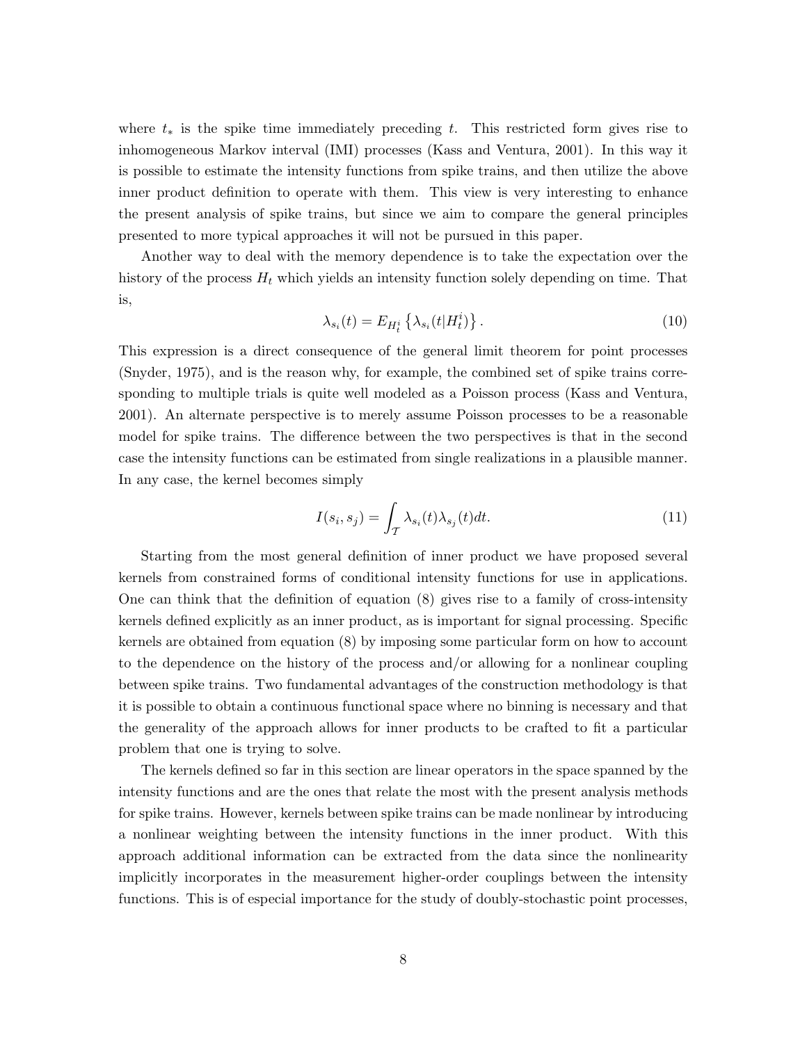where $t_*$ is the spike time immediately preceding $t$. This restricted form gives rise to inhomogeneous Markov interval (IMI) processes (Kass and Ventura, 2001). In this way it is possible to estimate the intensity functions from spike trains, and then utilize the above inner product definition to operate with them. This view is very interesting to enhance the present analysis of spike trains, but since we aim to compare the general principles presented to more typical approaches it will not be pursued in this paper.

Another way to deal with the memory dependence is to take the expectation over the history of the process $H_t$ which yields an intensity function solely depending on time. That is,

$$\lambda_{s_i}(t) = E_{H_t^i}\left\{\lambda_{s_i}(t|H_t^i)\right\}. \tag{10}$$

This expression is a direct consequence of the general limit theorem for point processes (Snyder, 1975), and is the reason why, for example, the combined set of spike trains corresponding to multiple trials is quite well modeled as a Poisson process (Kass and Ventura, 2001). An alternate perspective is to merely assume Poisson processes to be a reasonable model for spike trains. The difference between the two perspectives is that in the second case the intensity functions can be estimated from single realizations in a plausible manner. In any case, the kernel becomes simply

$$I(s_i, s_j) = \int_{\mathcal{T}} \lambda_{s_i}(t)\lambda_{s_j}(t)dt. \tag{11}$$

Starting from the most general definition of inner product we have proposed several kernels from constrained forms of conditional intensity functions for use in applications. One can think that the definition of equation (8) gives rise to a family of cross-intensity kernels defined explicitly as an inner product, as is important for signal processing. Specific kernels are obtained from equation (8) by imposing some particular form on how to account to the dependence on the history of the process and/or allowing for a nonlinear coupling between spike trains. Two fundamental advantages of the construction methodology is that it is possible to obtain a continuous functional space where no binning is necessary and that the generality of the approach allows for inner products to be crafted to fit a particular problem that one is trying to solve.

The kernels defined so far in this section are linear operators in the space spanned by the intensity functions and are the ones that relate the most with the present analysis methods for spike trains. However, kernels between spike trains can be made nonlinear by introducing a nonlinear weighting between the intensity functions in the inner product. With this approach additional information can be extracted from the data since the nonlinearity implicitly incorporates in the measurement higher-order couplings between the intensity functions. This is of especial importance for the study of doubly-stochastic point processes,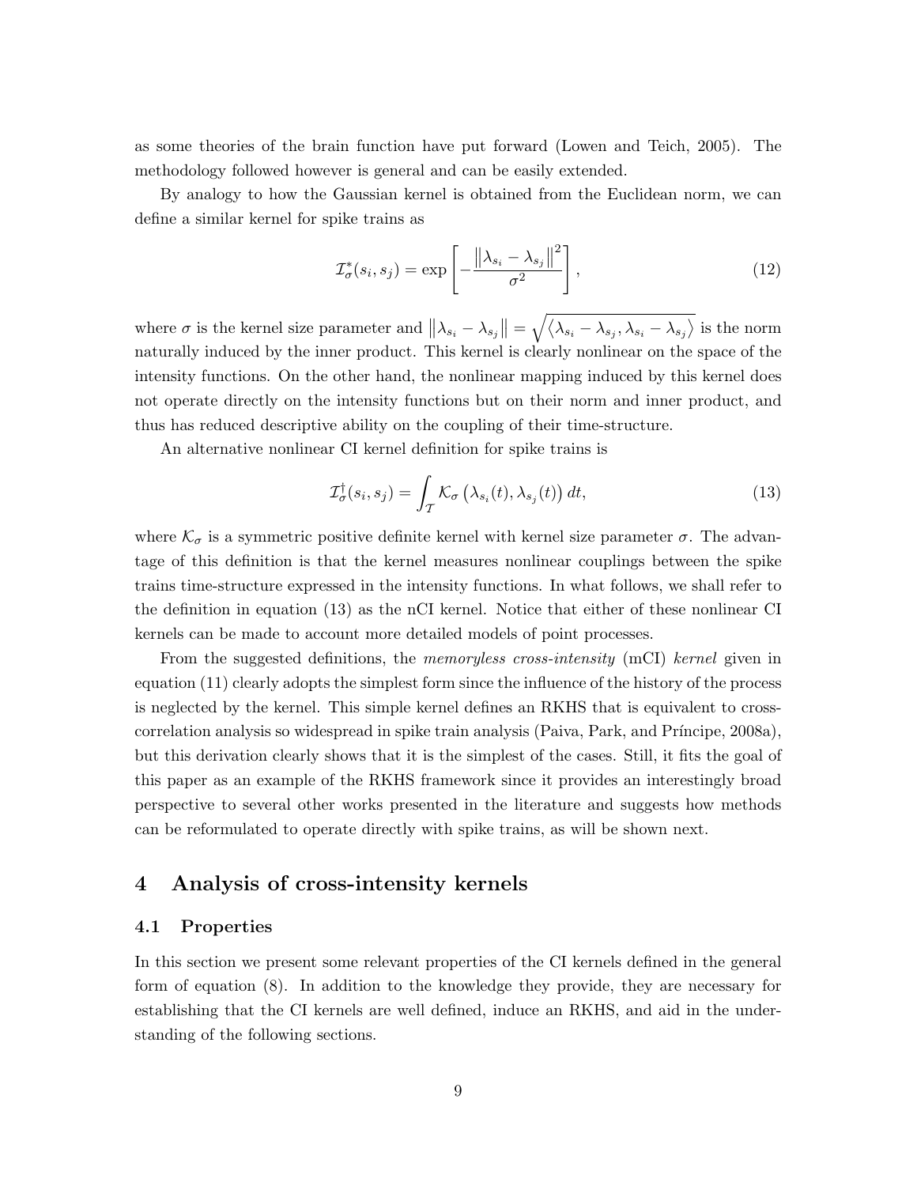as some theories of the brain function have put forward (Lowen and Teich, 2005). The methodology followed however is general and can be easily extended.

By analogy to how the Gaussian kernel is obtained from the Euclidean norm, we can define a similar kernel for spike trains as

$$\mathcal{I}^*_\sigma(s_i, s_j) = \exp\left[-\frac{\left\|\lambda_{s_i} - \lambda_{s_j}\right\|^2}{\sigma^2}\right], \tag{12}$$

where $\sigma$ is the kernel size parameter and $\left\|\lambda_{s_i} - \lambda_{s_j}\right\| = \sqrt{\left\langle \lambda_{s_i} - \lambda_{s_j}, \lambda_{s_i} - \lambda_{s_j} \right\rangle}$ is the norm naturally induced by the inner product. This kernel is clearly nonlinear on the space of the intensity functions. On the other hand, the nonlinear mapping induced by this kernel does not operate directly on the intensity functions but on their norm and inner product, and thus has reduced descriptive ability on the coupling of their time-structure.

An alternative nonlinear CI kernel definition for spike trains is

$$\mathcal{I}^\dagger_\sigma(s_i, s_j) = \int_{\mathcal{T}} \mathcal{K}_\sigma\left(\lambda_{s_i}(t), \lambda_{s_j}(t)\right) dt, \tag{13}$$

where $\mathcal{K}_\sigma$ is a symmetric positive definite kernel with kernel size parameter $\sigma$. The advantage of this definition is that the kernel measures nonlinear couplings between the spike trains time-structure expressed in the intensity functions. In what follows, we shall refer to the definition in equation (13) as the nCI kernel. Notice that either of these nonlinear CI kernels can be made to account more detailed models of point processes.

From the suggested definitions, the *memoryless cross-intensity* (mCI) *kernel* given in equation (11) clearly adopts the simplest form since the influence of the history of the process is neglected by the kernel. This simple kernel defines an RKHS that is equivalent to cross-correlation analysis so widespread in spike train analysis (Paiva, Park, and Príncipe, 2008a), but this derivation clearly shows that it is the simplest of the cases. Still, it fits the goal of this paper as an example of the RKHS framework since it provides an interestingly broad perspective to several other works presented in the literature and suggests how methods can be reformulated to operate directly with spike trains, as will be shown next.

# 4 Analysis of cross-intensity kernels

## 4.1 Properties

In this section we present some relevant properties of the CI kernels defined in the general form of equation (8). In addition to the knowledge they provide, they are necessary for establishing that the CI kernels are well defined, induce an RKHS, and aid in the understanding of the following sections.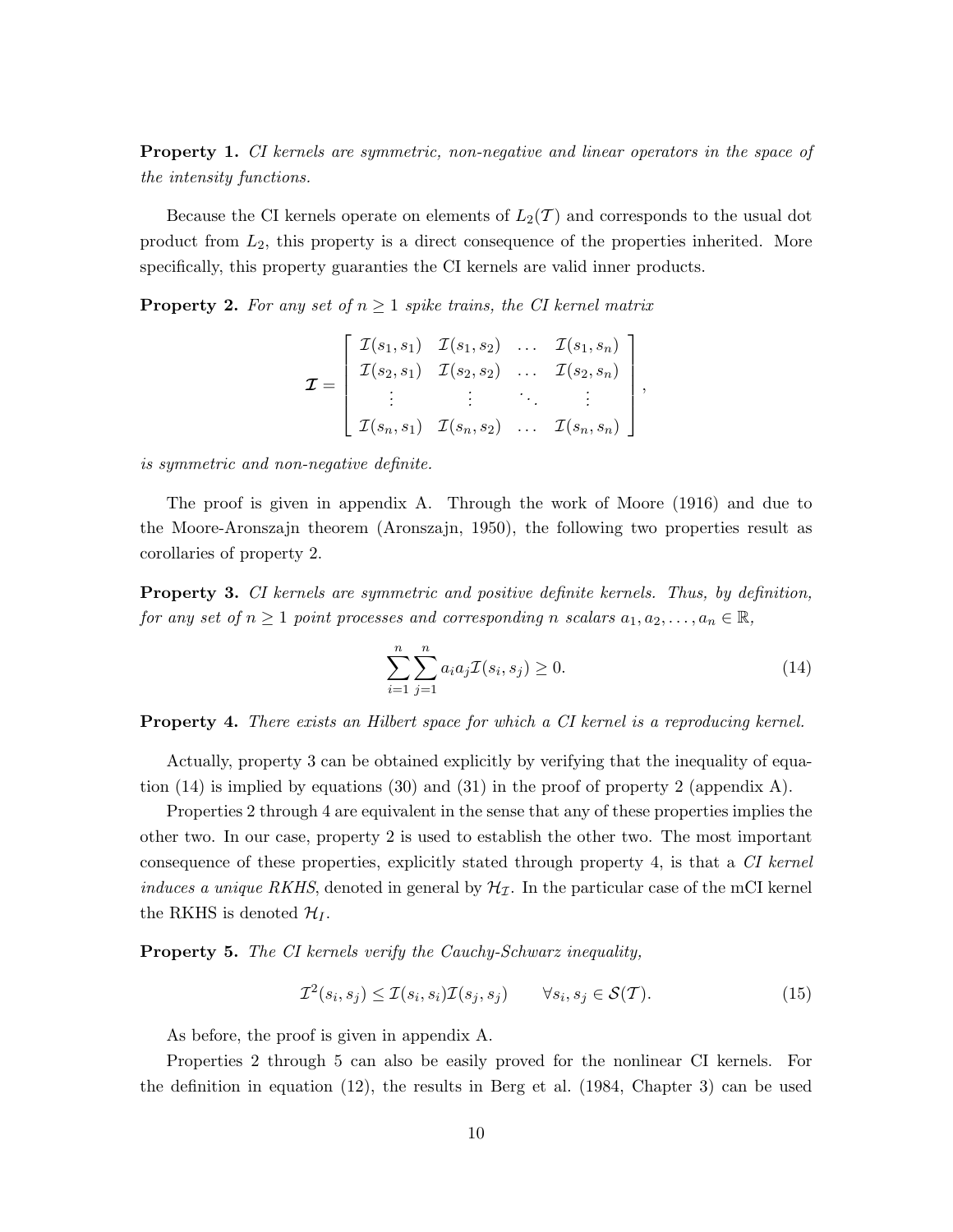**Property 1.** *CI kernels are symmetric, non-negative and linear operators in the space of the intensity functions.*

Because the CI kernels operate on elements of $L_2(\mathcal{T})$ and corresponds to the usual dot product from $L_2$, this property is a direct consequence of the properties inherited. More specifically, this property guaranties the CI kernels are valid inner products.

**Property 2.** *For any set of $n \geq 1$ spike trains, the CI kernel matrix*

$$\boldsymbol{\mathcal{I}} = \begin{bmatrix} \mathcal{I}(s_1, s_1) & \mathcal{I}(s_1, s_2) & \dots & \mathcal{I}(s_1, s_n) \\ \mathcal{I}(s_2, s_1) & \mathcal{I}(s_2, s_2) & \dots & \mathcal{I}(s_2, s_n) \\ \vdots & \vdots & \ddots & \vdots \\ \mathcal{I}(s_n, s_1) & \mathcal{I}(s_n, s_2) & \dots & \mathcal{I}(s_n, s_n) \end{bmatrix},$$

*is symmetric and non-negative definite.*

The proof is given in appendix A. Through the work of Moore (1916) and due to the Moore-Aronszajn theorem (Aronszajn, 1950), the following two properties result as corollaries of property 2.

**Property 3.** *CI kernels are symmetric and positive definite kernels. Thus, by definition, for any set of $n \geq 1$ point processes and corresponding $n$ scalars $a_1, a_2, \dots, a_n \in \mathbb{R}$,*

$$\sum_{i=1}^{n} \sum_{j=1}^{n} a_i a_j \mathcal{I}(s_i, s_j) \geq 0. \tag{14}$$

**Property 4.** *There exists an Hilbert space for which a CI kernel is a reproducing kernel.*

Actually, property 3 can be obtained explicitly by verifying that the inequality of equation (14) is implied by equations (30) and (31) in the proof of property 2 (appendix A).

Properties 2 through 4 are equivalent in the sense that any of these properties implies the other two. In our case, property 2 is used to establish the other two. The most important consequence of these properties, explicitly stated through property 4, is that a *CI kernel induces a unique RKHS*, denoted in general by $\mathcal{H}_{\mathcal{I}}$. In the particular case of the mCI kernel the RKHS is denoted $\mathcal{H}_I$.

**Property 5.** *The CI kernels verify the Cauchy-Schwarz inequality,*

$$\mathcal{I}^2(s_i, s_j) \leq \mathcal{I}(s_i, s_i)\mathcal{I}(s_j, s_j) \qquad \forall s_i, s_j \in \mathcal{S}(\mathcal{T}). \tag{15}$$

As before, the proof is given in appendix A.

Properties 2 through 5 can also be easily proved for the nonlinear CI kernels. For the definition in equation (12), the results in Berg et al. (1984, Chapter 3) can be used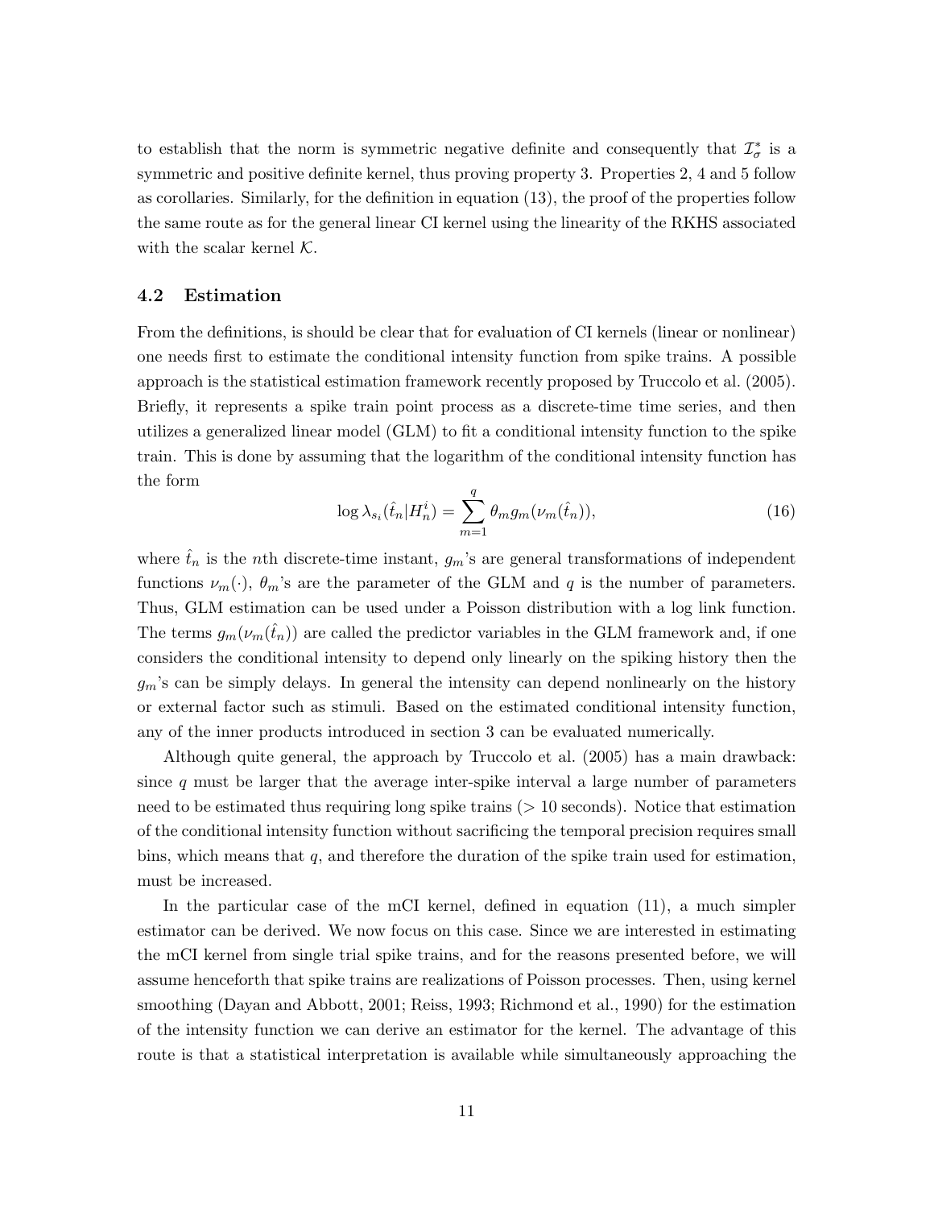to establish that the norm is symmetric negative definite and consequently that $\mathcal{I}_\sigma^*$ is a symmetric and positive definite kernel, thus proving property 3. Properties 2, 4 and 5 follow as corollaries. Similarly, for the definition in equation (13), the proof of the properties follow the same route as for the general linear CI kernel using the linearity of the RKHS associated with the scalar kernel $\mathcal{K}$.

### 4.2 Estimation

From the definitions, is should be clear that for evaluation of CI kernels (linear or nonlinear) one needs first to estimate the conditional intensity function from spike trains. A possible approach is the statistical estimation framework recently proposed by Truccolo et al. (2005). Briefly, it represents a spike train point process as a discrete-time time series, and then utilizes a generalized linear model (GLM) to fit a conditional intensity function to the spike train. This is done by assuming that the logarithm of the conditional intensity function has the form

$$\log \lambda_{s_i}(\hat{t}_n | H_n^i) = \sum_{m=1}^{q} \theta_m g_m(\nu_m(\hat{t}_n)), \tag{16}$$

where $\hat{t}_n$ is the $n$th discrete-time instant, $g_m$'s are general transformations of independent functions $\nu_m(\cdot)$, $\theta_m$'s are the parameter of the GLM and $q$ is the number of parameters. Thus, GLM estimation can be used under a Poisson distribution with a log link function. The terms $g_m(\nu_m(\hat{t}_n))$ are called the predictor variables in the GLM framework and, if one considers the conditional intensity to depend only linearly on the spiking history then the $g_m$'s can be simply delays. In general the intensity can depend nonlinearly on the history or external factor such as stimuli. Based on the estimated conditional intensity function, any of the inner products introduced in section 3 can be evaluated numerically.

Although quite general, the approach by Truccolo et al. (2005) has a main drawback: since $q$ must be larger that the average inter-spike interval a large number of parameters need to be estimated thus requiring long spike trains (> 10 seconds). Notice that estimation of the conditional intensity function without sacrificing the temporal precision requires small bins, which means that $q$, and therefore the duration of the spike train used for estimation, must be increased.

In the particular case of the mCI kernel, defined in equation (11), a much simpler estimator can be derived. We now focus on this case. Since we are interested in estimating the mCI kernel from single trial spike trains, and for the reasons presented before, we will assume henceforth that spike trains are realizations of Poisson processes. Then, using kernel smoothing (Dayan and Abbott, 2001; Reiss, 1993; Richmond et al., 1990) for the estimation of the intensity function we can derive an estimator for the kernel. The advantage of this route is that a statistical interpretation is available while simultaneously approaching the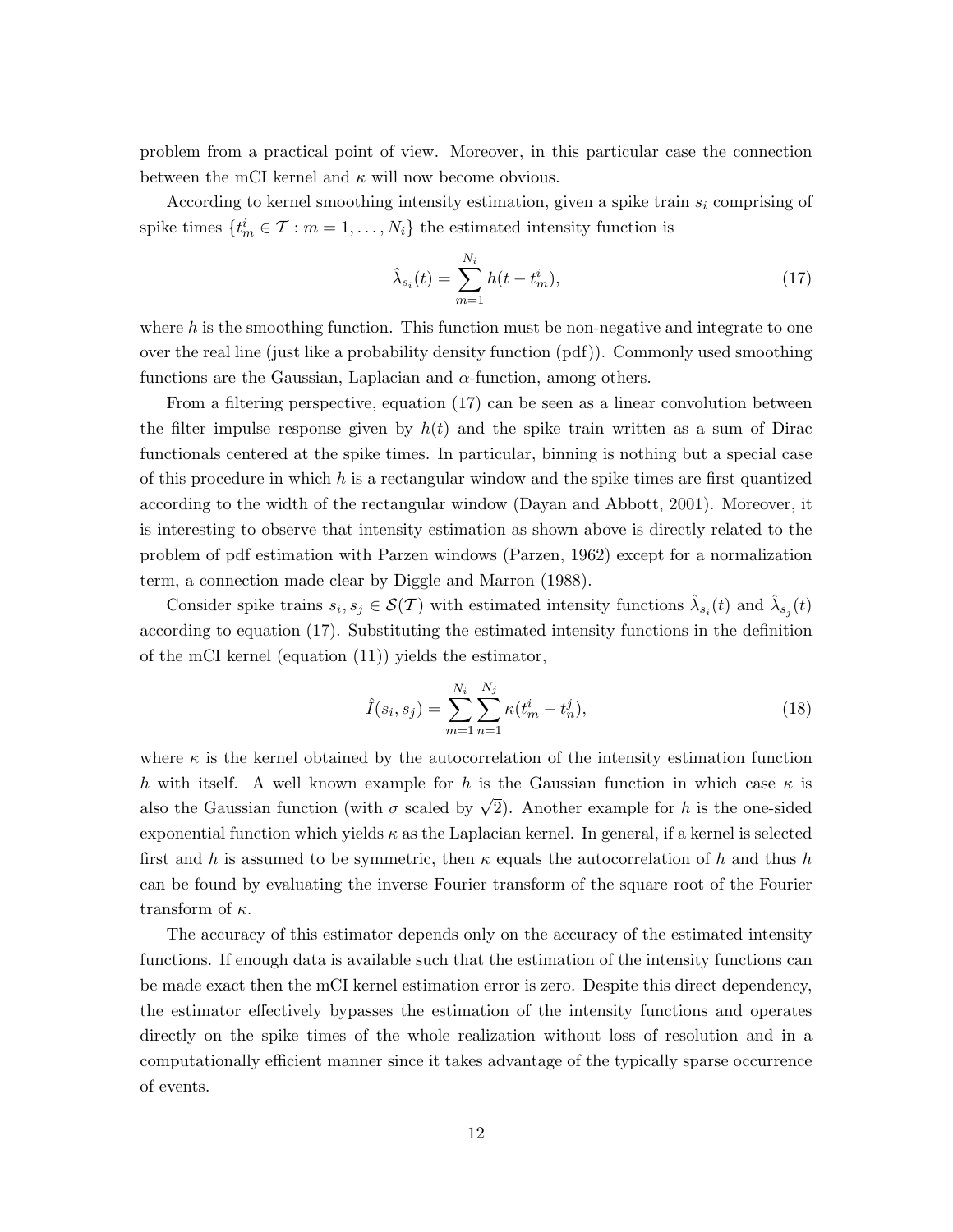problem from a practical point of view. Moreover, in this particular case the connection between the mCI kernel and $\kappa$ will now become obvious.

According to kernel smoothing intensity estimation, given a spike train $s_i$ comprising of spike times $\{t_m^i \in \mathcal{T} : m = 1, \ldots, N_i\}$ the estimated intensity function is

$$\hat{\lambda}_{s_i}(t) = \sum_{m=1}^{N_i} h(t - t_m^i), \tag{17}$$

where $h$ is the smoothing function. This function must be non-negative and integrate to one over the real line (just like a probability density function (pdf)). Commonly used smoothing functions are the Gaussian, Laplacian and $\alpha$-function, among others.

From a filtering perspective, equation (17) can be seen as a linear convolution between the filter impulse response given by $h(t)$ and the spike train written as a sum of Dirac functionals centered at the spike times. In particular, binning is nothing but a special case of this procedure in which $h$ is a rectangular window and the spike times are first quantized according to the width of the rectangular window (Dayan and Abbott, 2001). Moreover, it is interesting to observe that intensity estimation as shown above is directly related to the problem of pdf estimation with Parzen windows (Parzen, 1962) except for a normalization term, a connection made clear by Diggle and Marron (1988).

Consider spike trains $s_i, s_j \in \mathcal{S}(\mathcal{T})$ with estimated intensity functions $\hat{\lambda}_{s_i}(t)$ and $\hat{\lambda}_{s_j}(t)$ according to equation (17). Substituting the estimated intensity functions in the definition of the mCI kernel (equation (11)) yields the estimator,

$$\hat{I}(s_i, s_j) = \sum_{m=1}^{N_i} \sum_{n=1}^{N_j} \kappa(t_m^i - t_n^j), \tag{18}$$

where $\kappa$ is the kernel obtained by the autocorrelation of the intensity estimation function $h$ with itself. A well known example for $h$ is the Gaussian function in which case $\kappa$ is also the Gaussian function (with $\sigma$ scaled by $\sqrt{2}$). Another example for $h$ is the one-sided exponential function which yields $\kappa$ as the Laplacian kernel. In general, if a kernel is selected first and $h$ is assumed to be symmetric, then $\kappa$ equals the autocorrelation of $h$ and thus $h$ can be found by evaluating the inverse Fourier transform of the square root of the Fourier transform of $\kappa$.

The accuracy of this estimator depends only on the accuracy of the estimated intensity functions. If enough data is available such that the estimation of the intensity functions can be made exact then the mCI kernel estimation error is zero. Despite this direct dependency, the estimator effectively bypasses the estimation of the intensity functions and operates directly on the spike times of the whole realization without loss of resolution and in a computationally efficient manner since it takes advantage of the typically sparse occurrence of events.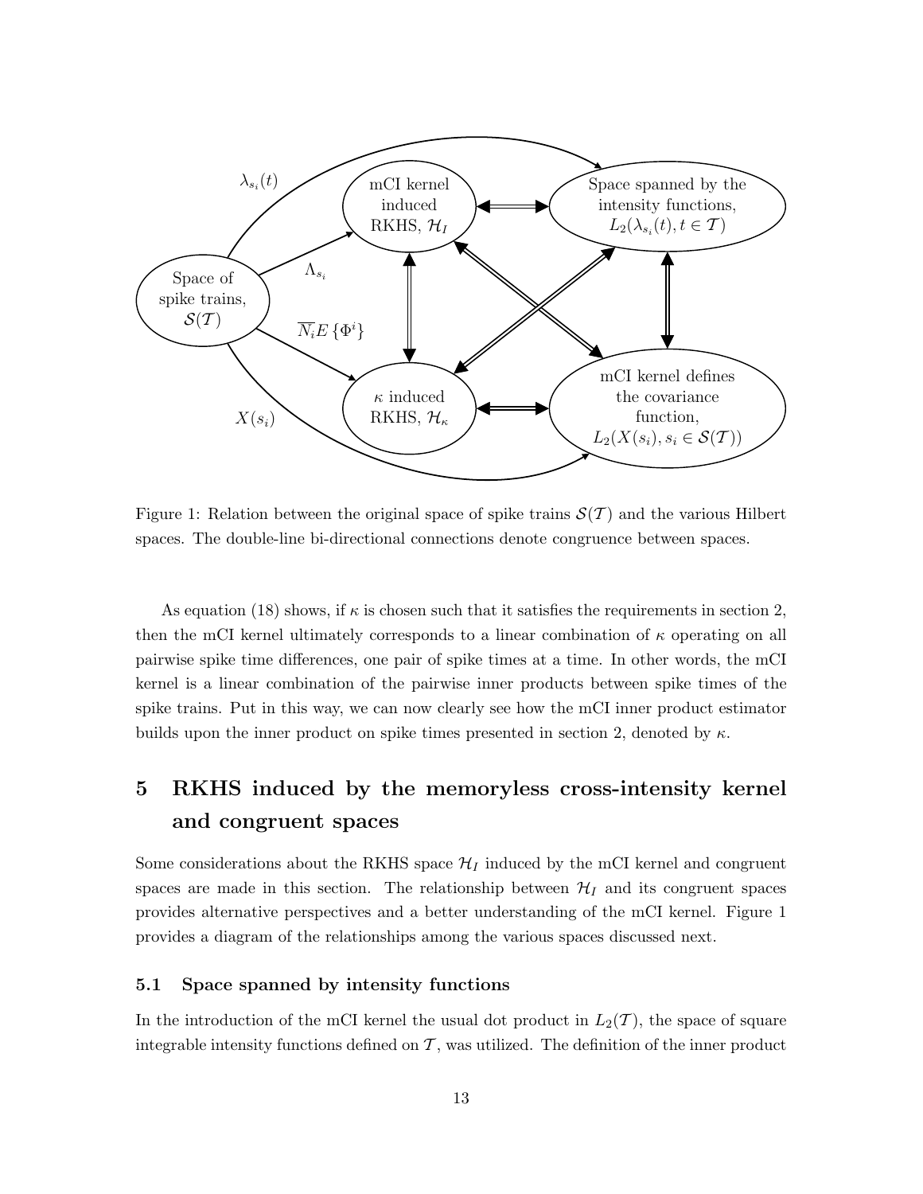Figure 1: Relation between the original space of spike trains $\mathcal{S}(\mathcal{T})$ and the various Hilbert spaces. The double-line bi-directional connections denote congruence between spaces.

As equation (18) shows, if $\kappa$ is chosen such that it satisfies the requirements in section 2, then the mCI kernel ultimately corresponds to a linear combination of $\kappa$ operating on all pairwise spike time differences, one pair of spike times at a time. In other words, the mCI kernel is a linear combination of the pairwise inner products between spike times of the spike trains. Put in this way, we can now clearly see how the mCI inner product estimator builds upon the inner product on spike times presented in section 2, denoted by $\kappa$.

# 5 RKHS induced by the memoryless cross-intensity kernel and congruent spaces

Some considerations about the RKHS space $\mathcal{H}_I$ induced by the mCI kernel and congruent spaces are made in this section. The relationship between $\mathcal{H}_I$ and its congruent spaces provides alternative perspectives and a better understanding of the mCI kernel. Figure 1 provides a diagram of the relationships among the various spaces discussed next.

## 5.1 Space spanned by intensity functions

In the introduction of the mCI kernel the usual dot product in $L_2(\mathcal{T})$, the space of square integrable intensity functions defined on $\mathcal{T}$, was utilized. The definition of the inner product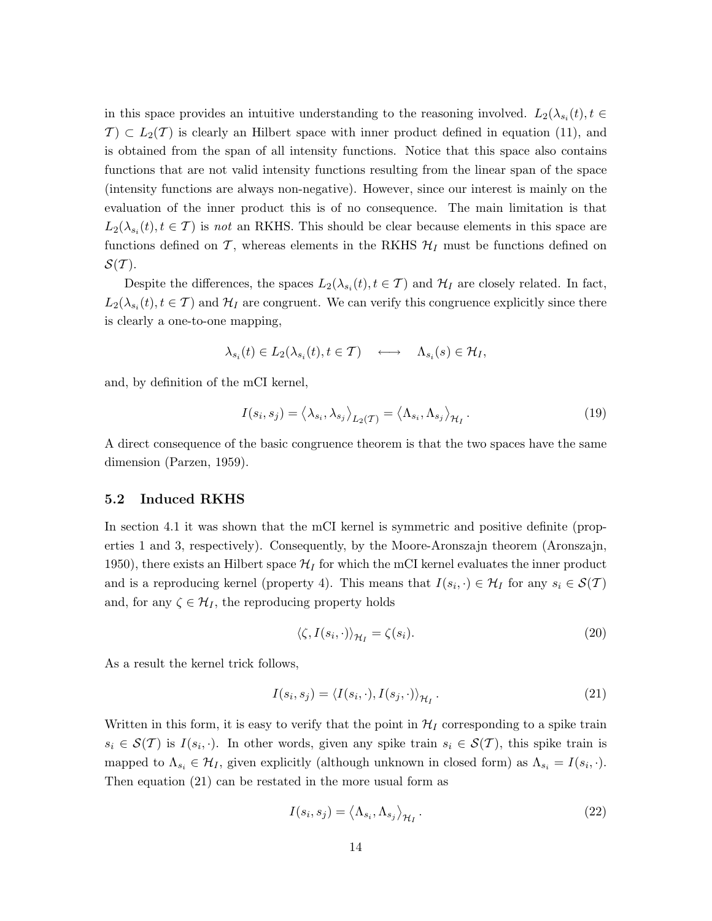in this space provides an intuitive understanding to the reasoning involved. $L_2(\lambda_{s_i}(t), t \in \mathcal{T}) \subset L_2(\mathcal{T})$ is clearly an Hilbert space with inner product defined in equation (11), and is obtained from the span of all intensity functions. Notice that this space also contains functions that are not valid intensity functions resulting from the linear span of the space (intensity functions are always non-negative). However, since our interest is mainly on the evaluation of the inner product this is of no consequence. The main limitation is that $L_2(\lambda_{s_i}(t), t \in \mathcal{T})$ is *not* an RKHS. This should be clear because elements in this space are functions defined on $\mathcal{T}$, whereas elements in the RKHS $\mathcal{H}_I$ must be functions defined on $\mathcal{S}(\mathcal{T})$.

Despite the differences, the spaces $L_2(\lambda_{s_i}(t), t \in \mathcal{T})$ and $\mathcal{H}_I$ are closely related. In fact, $L_2(\lambda_{s_i}(t), t \in \mathcal{T})$ and $\mathcal{H}_I$ are congruent. We can verify this congruence explicitly since there is clearly a one-to-one mapping,

$$\lambda_{s_i}(t) \in L_2(\lambda_{s_i}(t), t \in \mathcal{T}) \quad \longleftrightarrow \quad \Lambda_{s_i}(s) \in \mathcal{H}_I,$$

and, by definition of the mCI kernel,

$$I(s_i, s_j) = \left\langle \lambda_{s_i}, \lambda_{s_j} \right\rangle_{L_2(\mathcal{T})} = \left\langle \Lambda_{s_i}, \Lambda_{s_j} \right\rangle_{\mathcal{H}_I}. \tag{19}$$

A direct consequence of the basic congruence theorem is that the two spaces have the same dimension (Parzen, 1959).

### 5.2 Induced RKHS

In section 4.1 it was shown that the mCI kernel is symmetric and positive definite (properties 1 and 3, respectively). Consequently, by the Moore-Aronszajn theorem (Aronszajn, 1950), there exists an Hilbert space $\mathcal{H}_I$ for which the mCI kernel evaluates the inner product and is a reproducing kernel (property 4). This means that $I(s_i, \cdot) \in \mathcal{H}_I$ for any $s_i \in \mathcal{S}(\mathcal{T})$ and, for any $\zeta \in \mathcal{H}_I$, the reproducing property holds

$$\langle \zeta, I(s_i, \cdot) \rangle_{\mathcal{H}_I} = \zeta(s_i). \tag{20}$$

As a result the kernel trick follows,

$$I(s_i, s_j) = \langle I(s_i, \cdot), I(s_j, \cdot) \rangle_{\mathcal{H}_I}. \tag{21}$$

Written in this form, it is easy to verify that the point in $\mathcal{H}_I$ corresponding to a spike train $s_i \in \mathcal{S}(\mathcal{T})$ is $I(s_i, \cdot)$. In other words, given any spike train $s_i \in \mathcal{S}(\mathcal{T})$, this spike train is mapped to $\Lambda_{s_i} \in \mathcal{H}_I$, given explicitly (although unknown in closed form) as $\Lambda_{s_i} = I(s_i, \cdot)$. Then equation (21) can be restated in the more usual form as

$$I(s_i, s_j) = \left\langle \Lambda_{s_i}, \Lambda_{s_j} \right\rangle_{\mathcal{H}_I}. \tag{22}$$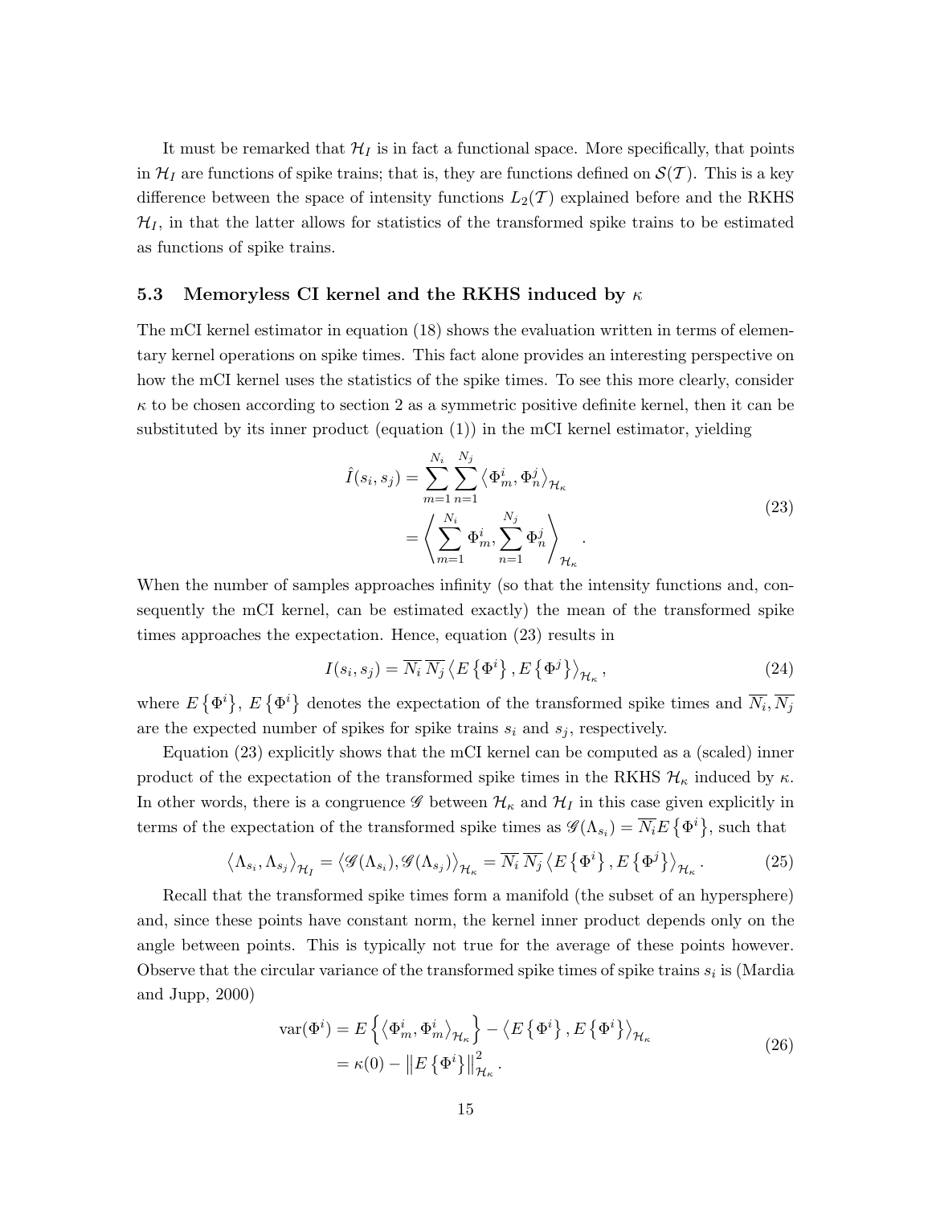It must be remarked that $\mathcal{H}_I$ is in fact a functional space. More specifically, that points in $\mathcal{H}_I$ are functions of spike trains; that is, they are functions defined on $\mathcal{S}(\mathcal{T})$. This is a key difference between the space of intensity functions $L_2(\mathcal{T})$ explained before and the RKHS $\mathcal{H}_I$, in that the latter allows for statistics of the transformed spike trains to be estimated as functions of spike trains.

### 5.3 Memoryless CI kernel and the RKHS induced by $\kappa$

The mCI kernel estimator in equation (18) shows the evaluation written in terms of elementary kernel operations on spike times. This fact alone provides an interesting perspective on how the mCI kernel uses the statistics of the spike times. To see this more clearly, consider $\kappa$ to be chosen according to section 2 as a symmetric positive definite kernel, then it can be substituted by its inner product (equation (1)) in the mCI kernel estimator, yielding

$$
\begin{aligned}
\hat{I}(s_i, s_j) &= \sum_{m=1}^{N_i} \sum_{n=1}^{N_j} \left\langle \Phi_m^i, \Phi_n^j \right\rangle_{\mathcal{H}_\kappa} \\
&= \left\langle \sum_{m=1}^{N_i} \Phi_m^i, \sum_{n=1}^{N_j} \Phi_n^j \right\rangle_{\mathcal{H}_\kappa}.
\end{aligned}
\tag{23}
$$

When the number of samples approaches infinity (so that the intensity functions and, consequently the mCI kernel, can be estimated exactly) the mean of the transformed spike times approaches the expectation. Hence, equation (23) results in

$$
I(s_i, s_j) = \overline{N_i}\,\overline{N_j} \left\langle E\left\{\Phi^i\right\}, E\left\{\Phi^j\right\} \right\rangle_{\mathcal{H}_\kappa}, \tag{24}
$$

where $E\left\{\Phi^i\right\}$, $E\left\{\Phi^i\right\}$ denotes the expectation of the transformed spike times and $\overline{N_i}, \overline{N_j}$ are the expected number of spikes for spike trains $s_i$ and $s_j$, respectively.

Equation (23) explicitly shows that the mCI kernel can be computed as a (scaled) inner product of the expectation of the transformed spike times in the RKHS $\mathcal{H}_\kappa$ induced by $\kappa$. In other words, there is a congruence $\mathscr{G}$ between $\mathcal{H}_\kappa$ and $\mathcal{H}_I$ in this case given explicitly in terms of the expectation of the transformed spike times as $\mathscr{G}(\Lambda_{s_i}) = \overline{N_i} E\left\{\Phi^i\right\}$, such that

$$
\left\langle \Lambda_{s_i}, \Lambda_{s_j} \right\rangle_{\mathcal{H}_I} = \left\langle \mathscr{G}(\Lambda_{s_i}), \mathscr{G}(\Lambda_{s_j}) \right\rangle_{\mathcal{H}_\kappa} = \overline{N_i}\,\overline{N_j} \left\langle E\left\{\Phi^i\right\}, E\left\{\Phi^j\right\} \right\rangle_{\mathcal{H}_\kappa}. \tag{25}
$$

Recall that the transformed spike times form a manifold (the subset of an hypersphere) and, since these points have constant norm, the kernel inner product depends only on the angle between points. This is typically not true for the average of these points however. Observe that the circular variance of the transformed spike times of spike trains $s_i$ is (Mardia and Jupp, 2000)

$$
\begin{aligned}
\operatorname{var}(\Phi^i) &= E\left\{ \left\langle \Phi_m^i, \Phi_m^i \right\rangle_{\mathcal{H}_\kappa} \right\} - \left\langle E\left\{\Phi^i\right\}, E\left\{\Phi^i\right\} \right\rangle_{\mathcal{H}_\kappa} \\
&= \kappa(0) - \left\| E\left\{\Phi^i\right\} \right\|_{\mathcal{H}_\kappa}^2.
\end{aligned}
\tag{26}
$$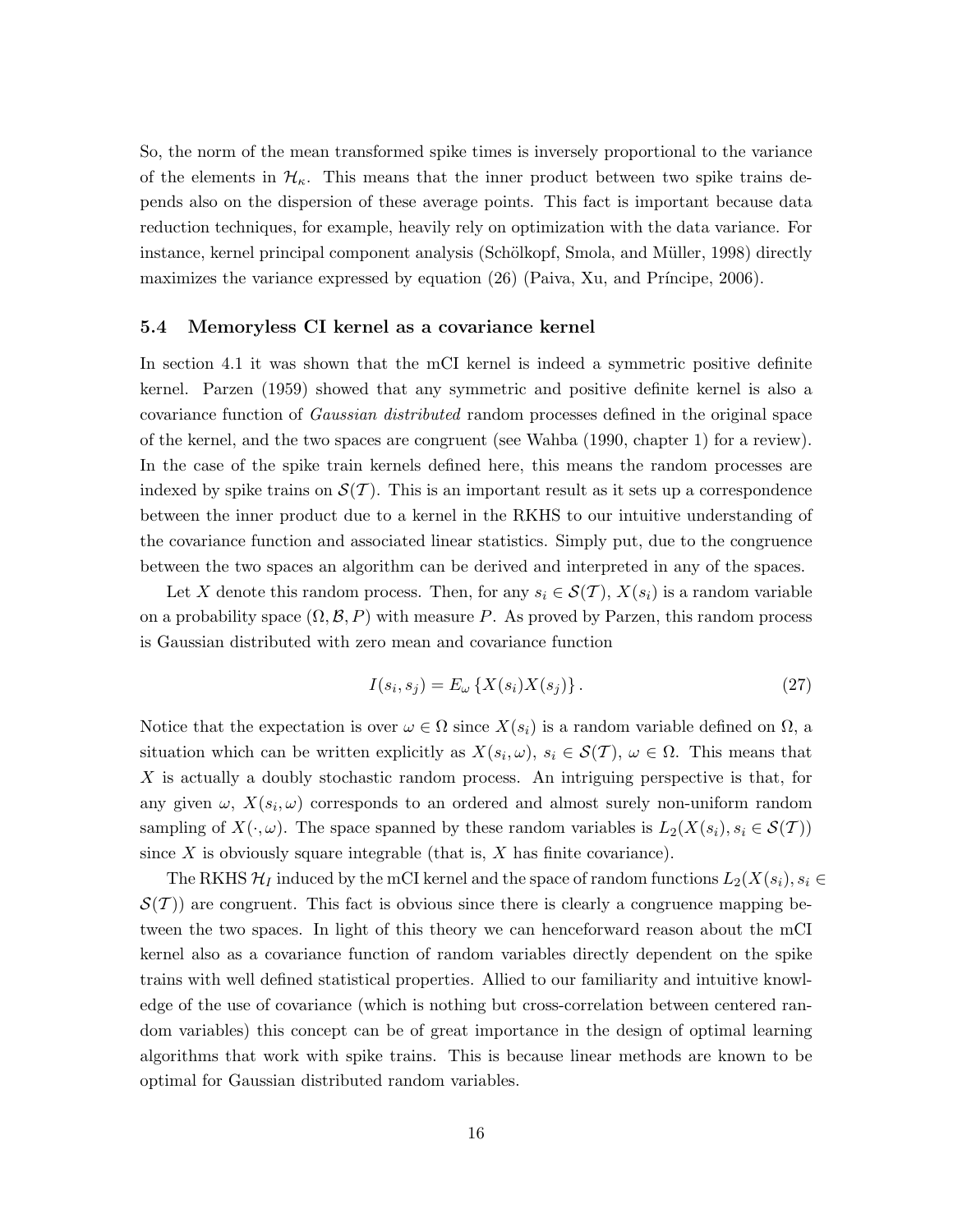So, the norm of the mean transformed spike times is inversely proportional to the variance of the elements in $\mathcal{H}_\kappa$. This means that the inner product between two spike trains depends also on the dispersion of these average points. This fact is important because data reduction techniques, for example, heavily rely on optimization with the data variance. For instance, kernel principal component analysis (Schölkopf, Smola, and Müller, 1998) directly maximizes the variance expressed by equation (26) (Paiva, Xu, and Príncipe, 2006).

### 5.4 Memoryless CI kernel as a covariance kernel

In section 4.1 it was shown that the mCI kernel is indeed a symmetric positive definite kernel. Parzen (1959) showed that any symmetric and positive definite kernel is also a covariance function of *Gaussian distributed* random processes defined in the original space of the kernel, and the two spaces are congruent (see Wahba (1990, chapter 1) for a review). In the case of the spike train kernels defined here, this means the random processes are indexed by spike trains on $\mathcal{S}(\mathcal{T})$. This is an important result as it sets up a correspondence between the inner product due to a kernel in the RKHS to our intuitive understanding of the covariance function and associated linear statistics. Simply put, due to the congruence between the two spaces an algorithm can be derived and interpreted in any of the spaces.

Let $X$ denote this random process. Then, for any $s_i \in \mathcal{S}(\mathcal{T})$, $X(s_i)$ is a random variable on a probability space $(\Omega, \mathcal{B}, P)$ with measure $P$. As proved by Parzen, this random process is Gaussian distributed with zero mean and covariance function

$$I(s_i, s_j) = E_\omega \left\{ X(s_i) X(s_j) \right\}. \tag{27}$$

Notice that the expectation is over $\omega \in \Omega$ since $X(s_i)$ is a random variable defined on $\Omega$, a situation which can be written explicitly as $X(s_i, \omega)$, $s_i \in \mathcal{S}(\mathcal{T})$, $\omega \in \Omega$. This means that $X$ is actually a doubly stochastic random process. An intriguing perspective is that, for any given $\omega$, $X(s_i, \omega)$ corresponds to an ordered and almost surely non-uniform random sampling of $X(\cdot, \omega)$. The space spanned by these random variables is $L_2(X(s_i), s_i \in \mathcal{S}(\mathcal{T}))$ since $X$ is obviously square integrable (that is, $X$ has finite covariance).

The RKHS $\mathcal{H}_I$ induced by the mCI kernel and the space of random functions $L_2(X(s_i), s_i \in \mathcal{S}(\mathcal{T}))$ are congruent. This fact is obvious since there is clearly a congruence mapping between the two spaces. In light of this theory we can henceforward reason about the mCI kernel also as a covariance function of random variables directly dependent on the spike trains with well defined statistical properties. Allied to our familiarity and intuitive knowledge of the use of covariance (which is nothing but cross-correlation between centered random variables) this concept can be of great importance in the design of optimal learning algorithms that work with spike trains. This is because linear methods are known to be optimal for Gaussian distributed random variables.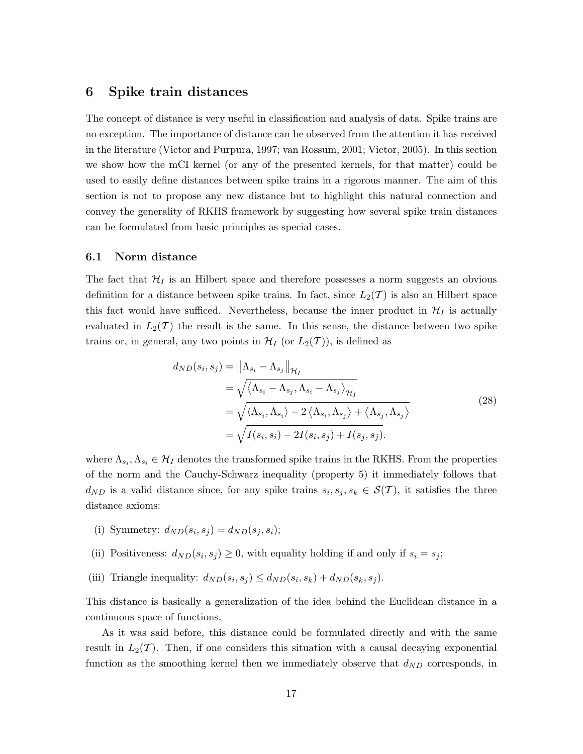## 6 Spike train distances

The concept of distance is very useful in classification and analysis of data. Spike trains are no exception. The importance of distance can be observed from the attention it has received in the literature (Victor and Purpura, 1997; van Rossum, 2001; Victor, 2005). In this section we show how the mCI kernel (or any of the presented kernels, for that matter) could be used to easily define distances between spike trains in a rigorous manner. The aim of this section is not to propose any new distance but to highlight this natural connection and convey the generality of RKHS framework by suggesting how several spike train distances can be formulated from basic principles as special cases.

### 6.1 Norm distance

The fact that $\mathcal{H}_I$ is an Hilbert space and therefore possesses a norm suggests an obvious definition for a distance between spike trains. In fact, since $L_2(\mathcal{T})$ is also an Hilbert space this fact would have sufficed. Nevertheless, because the inner product in $\mathcal{H}_I$ is actually evaluated in $L_2(\mathcal{T})$ the result is the same. In this sense, the distance between two spike trains or, in general, any two points in $\mathcal{H}_I$ (or $L_2(\mathcal{T})$), is defined as

$$
\begin{aligned}
d_{ND}(s_i, s_j) &= \left\| \Lambda_{s_i} - \Lambda_{s_j} \right\|_{\mathcal{H}_I} \\
&= \sqrt{\left\langle \Lambda_{s_i} - \Lambda_{s_j}, \Lambda_{s_i} - \Lambda_{s_j} \right\rangle_{\mathcal{H}_I}} \\
&= \sqrt{\left\langle \Lambda_{s_i}, \Lambda_{s_i} \right\rangle - 2 \left\langle \Lambda_{s_i}, \Lambda_{s_j} \right\rangle + \left\langle \Lambda_{s_j}, \Lambda_{s_j} \right\rangle} \\
&= \sqrt{I(s_i, s_i) - 2I(s_i, s_j) + I(s_j, s_j)}.
\end{aligned}
\tag{28}
$$

where $\Lambda_{s_i}, \Lambda_{s_i} \in \mathcal{H}_I$ denotes the transformed spike trains in the RKHS. From the properties of the norm and the Cauchy-Schwarz inequality (property 5) it immediately follows that $d_{ND}$ is a valid distance since, for any spike trains $s_i, s_j, s_k \in \mathcal{S}(\mathcal{T})$, it satisfies the three distance axioms:

(i) Symmetry: $d_{ND}(s_i, s_j) = d_{ND}(s_j, s_i)$;

(ii) Positiveness: $d_{ND}(s_i, s_j) \geq 0$, with equality holding if and only if $s_i = s_j$;

(iii) Triangle inequality: $d_{ND}(s_i, s_j) \leq d_{ND}(s_i, s_k) + d_{ND}(s_k, s_j)$.

This distance is basically a generalization of the idea behind the Euclidean distance in a continuous space of functions.

As it was said before, this distance could be formulated directly and with the same result in $L_2(\mathcal{T})$. Then, if one considers this situation with a causal decaying exponential function as the smoothing kernel then we immediately observe that $d_{ND}$ corresponds, in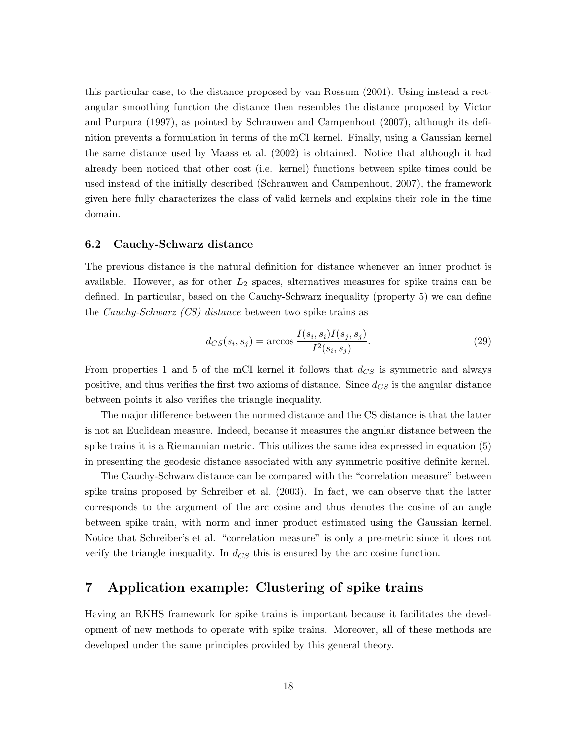this particular case, to the distance proposed by van Rossum (2001). Using instead a rectangular smoothing function the distance then resembles the distance proposed by Victor and Purpura (1997), as pointed by Schrauwen and Campenhout (2007), although its definition prevents a formulation in terms of the mCI kernel. Finally, using a Gaussian kernel the same distance used by Maass et al. (2002) is obtained. Notice that although it had already been noticed that other cost (i.e. kernel) functions between spike times could be used instead of the initially described (Schrauwen and Campenhout, 2007), the framework given here fully characterizes the class of valid kernels and explains their role in the time domain.

### 6.2 Cauchy-Schwarz distance

The previous distance is the natural definition for distance whenever an inner product is available. However, as for other $L_2$ spaces, alternatives measures for spike trains can be defined. In particular, based on the Cauchy-Schwarz inequality (property 5) we can define the *Cauchy-Schwarz (CS) distance* between two spike trains as

$$d_{CS}(s_i, s_j) = \arccos \frac{I(s_i, s_i) I(s_j, s_j)}{I^2(s_i, s_j)}. \tag{29}$$

From properties 1 and 5 of the mCI kernel it follows that $d_{CS}$ is symmetric and always positive, and thus verifies the first two axioms of distance. Since $d_{CS}$ is the angular distance between points it also verifies the triangle inequality.

The major difference between the normed distance and the CS distance is that the latter is not an Euclidean measure. Indeed, because it measures the angular distance between the spike trains it is a Riemannian metric. This utilizes the same idea expressed in equation (5) in presenting the geodesic distance associated with any symmetric positive definite kernel.

The Cauchy-Schwarz distance can be compared with the "correlation measure" between spike trains proposed by Schreiber et al. (2003). In fact, we can observe that the latter corresponds to the argument of the arc cosine and thus denotes the cosine of an angle between spike train, with norm and inner product estimated using the Gaussian kernel. Notice that Schreiber's et al. "correlation measure" is only a pre-metric since it does not verify the triangle inequality. In $d_{CS}$ this is ensured by the arc cosine function.

## 7 Application example: Clustering of spike trains

Having an RKHS framework for spike trains is important because it facilitates the development of new methods to operate with spike trains. Moreover, all of these methods are developed under the same principles provided by this general theory.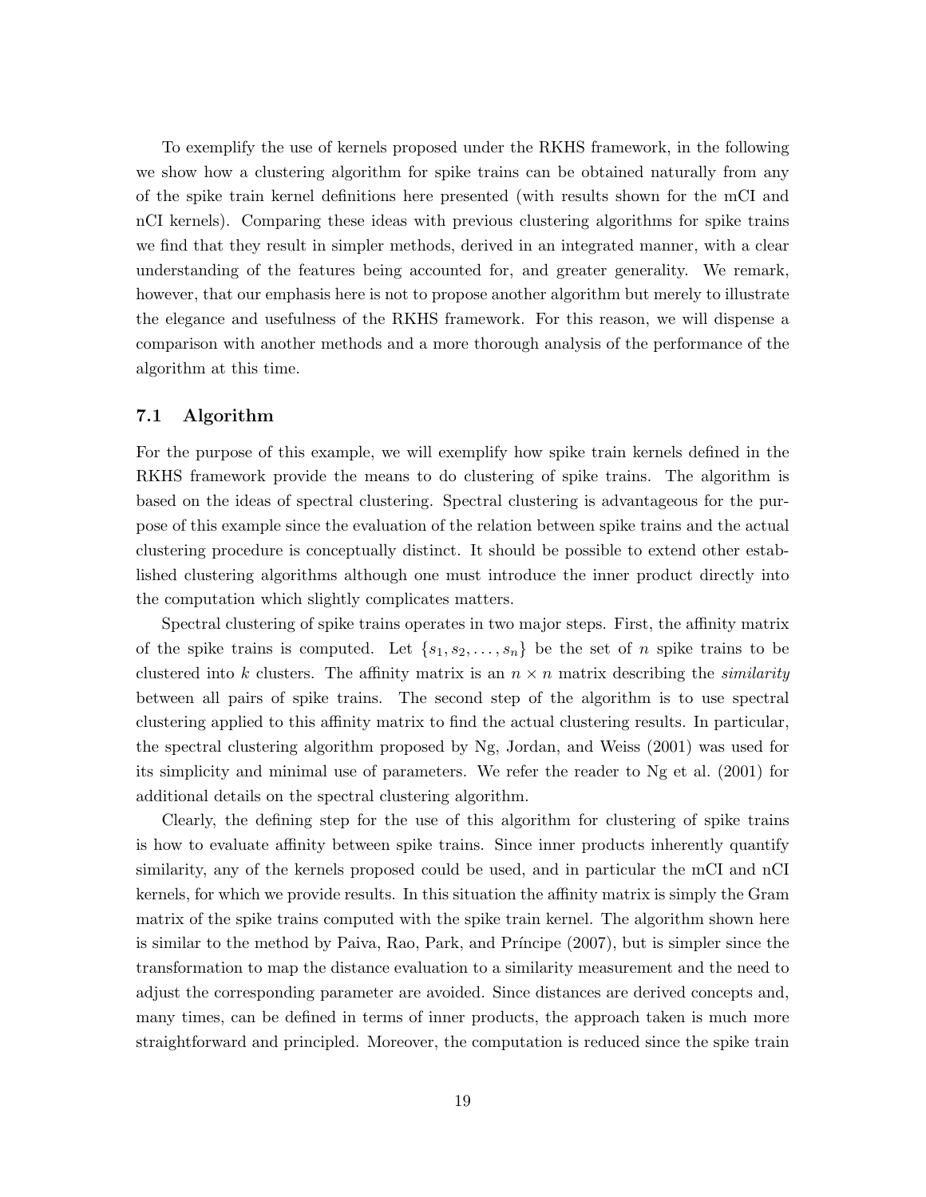To exemplify the use of kernels proposed under the RKHS framework, in the following we show how a clustering algorithm for spike trains can be obtained naturally from any of the spike train kernel definitions here presented (with results shown for the mCI and nCI kernels). Comparing these ideas with previous clustering algorithms for spike trains we find that they result in simpler methods, derived in an integrated manner, with a clear understanding of the features being accounted for, and greater generality. We remark, however, that our emphasis here is not to propose another algorithm but merely to illustrate the elegance and usefulness of the RKHS framework. For this reason, we will dispense a comparison with another methods and a more thorough analysis of the performance of the algorithm at this time.

### 7.1 Algorithm

For the purpose of this example, we will exemplify how spike train kernels defined in the RKHS framework provide the means to do clustering of spike trains. The algorithm is based on the ideas of spectral clustering. Spectral clustering is advantageous for the purpose of this example since the evaluation of the relation between spike trains and the actual clustering procedure is conceptually distinct. It should be possible to extend other established clustering algorithms although one must introduce the inner product directly into the computation which slightly complicates matters.

Spectral clustering of spike trains operates in two major steps. First, the affinity matrix of the spike trains is computed. Let $\{s_1, s_2, \ldots, s_n\}$ be the set of $n$ spike trains to be clustered into $k$ clusters. The affinity matrix is an $n \times n$ matrix describing the *similarity* between all pairs of spike trains. The second step of the algorithm is to use spectral clustering applied to this affinity matrix to find the actual clustering results. In particular, the spectral clustering algorithm proposed by Ng, Jordan, and Weiss (2001) was used for its simplicity and minimal use of parameters. We refer the reader to Ng et al. (2001) for additional details on the spectral clustering algorithm.

Clearly, the defining step for the use of this algorithm for clustering of spike trains is how to evaluate affinity between spike trains. Since inner products inherently quantify similarity, any of the kernels proposed could be used, and in particular the mCI and nCI kernels, for which we provide results. In this situation the affinity matrix is simply the Gram matrix of the spike trains computed with the spike train kernel. The algorithm shown here is similar to the method by Paiva, Rao, Park, and Príncipe (2007), but is simpler since the transformation to map the distance evaluation to a similarity measurement and the need to adjust the corresponding parameter are avoided. Since distances are derived concepts and, many times, can be defined in terms of inner products, the approach taken is much more straightforward and principled. Moreover, the computation is reduced since the spike train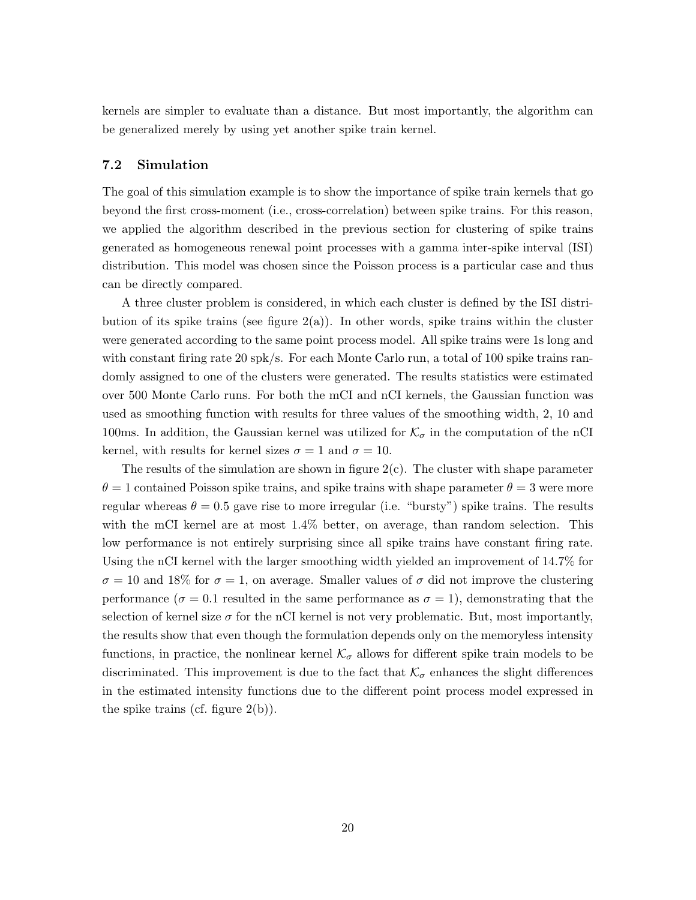kernels are simpler to evaluate than a distance. But most importantly, the algorithm can be generalized merely by using yet another spike train kernel.

### 7.2 Simulation

The goal of this simulation example is to show the importance of spike train kernels that go beyond the first cross-moment (i.e., cross-correlation) between spike trains. For this reason, we applied the algorithm described in the previous section for clustering of spike trains generated as homogeneous renewal point processes with a gamma inter-spike interval (ISI) distribution. This model was chosen since the Poisson process is a particular case and thus can be directly compared.

A three cluster problem is considered, in which each cluster is defined by the ISI distribution of its spike trains (see figure 2(a)). In other words, spike trains within the cluster were generated according to the same point process model. All spike trains were 1s long and with constant firing rate 20 spk/s. For each Monte Carlo run, a total of 100 spike trains randomly assigned to one of the clusters were generated. The results statistics were estimated over 500 Monte Carlo runs. For both the mCI and nCI kernels, the Gaussian function was used as smoothing function with results for three values of the smoothing width, 2, 10 and 100ms. In addition, the Gaussian kernel was utilized for $\mathcal{K}_\sigma$ in the computation of the nCI kernel, with results for kernel sizes $\sigma = 1$ and $\sigma = 10$.

The results of the simulation are shown in figure 2(c). The cluster with shape parameter $\theta = 1$ contained Poisson spike trains, and spike trains with shape parameter $\theta = 3$ were more regular whereas $\theta = 0.5$ gave rise to more irregular (i.e. "bursty") spike trains. The results with the mCI kernel are at most 1.4% better, on average, than random selection. This low performance is not entirely surprising since all spike trains have constant firing rate. Using the nCI kernel with the larger smoothing width yielded an improvement of 14.7% for $\sigma = 10$ and 18% for $\sigma = 1$, on average. Smaller values of $\sigma$ did not improve the clustering performance ($\sigma = 0.1$ resulted in the same performance as $\sigma = 1$), demonstrating that the selection of kernel size $\sigma$ for the nCI kernel is not very problematic. But, most importantly, the results show that even though the formulation depends only on the memoryless intensity functions, in practice, the nonlinear kernel $\mathcal{K}_\sigma$ allows for different spike train models to be discriminated. This improvement is due to the fact that $\mathcal{K}_\sigma$ enhances the slight differences in the estimated intensity functions due to the different point process model expressed in the spike trains (cf. figure 2(b)).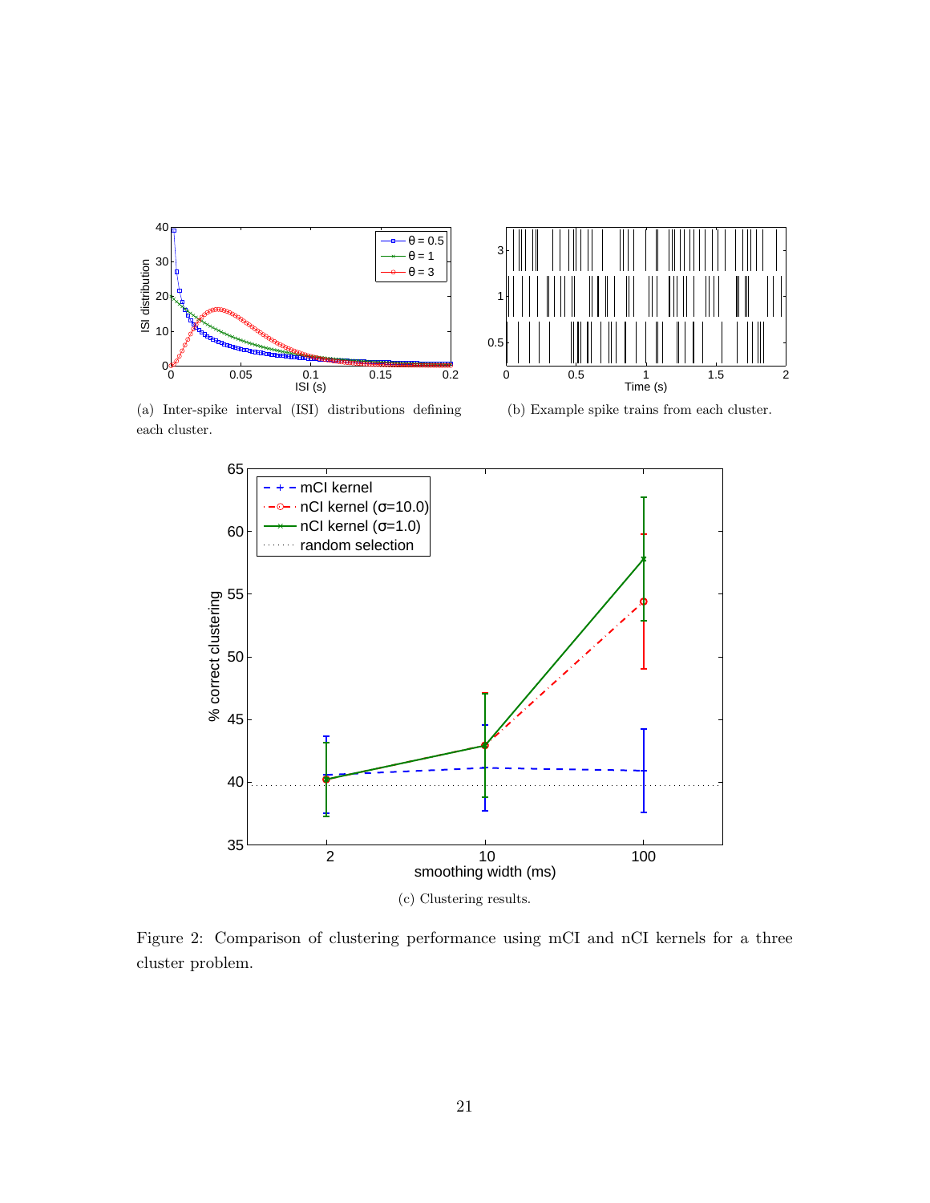(a) Inter-spike interval (ISI) distributions defining each cluster.

(b) Example spike trains from each cluster.

(c) Clustering results.

Figure 2: Comparison of clustering performance using mCI and nCI kernels for a three cluster problem.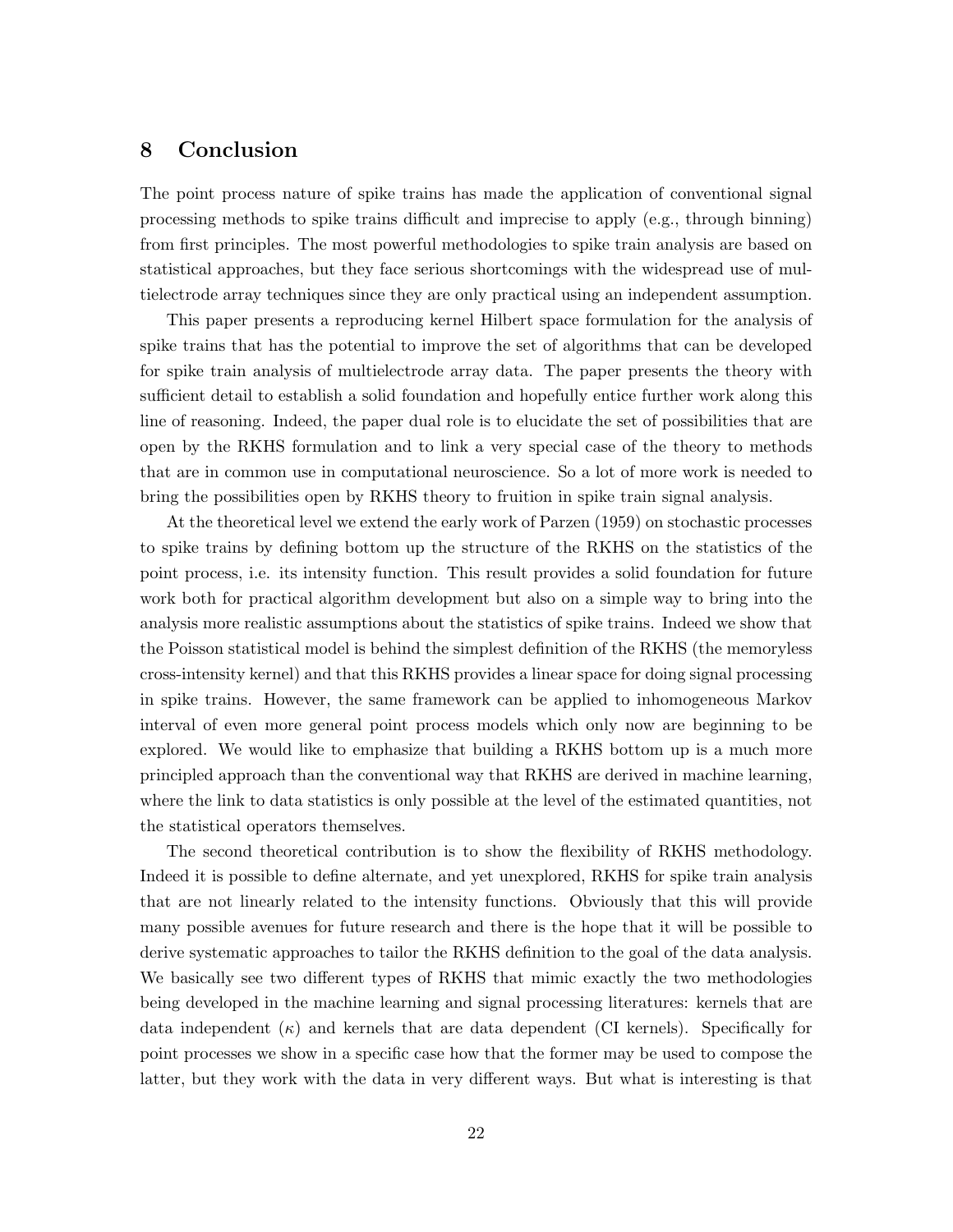## 8 Conclusion

The point process nature of spike trains has made the application of conventional signal processing methods to spike trains difficult and imprecise to apply (e.g., through binning) from first principles. The most powerful methodologies to spike train analysis are based on statistical approaches, but they face serious shortcomings with the widespread use of multielectrode array techniques since they are only practical using an independent assumption.

This paper presents a reproducing kernel Hilbert space formulation for the analysis of spike trains that has the potential to improve the set of algorithms that can be developed for spike train analysis of multielectrode array data. The paper presents the theory with sufficient detail to establish a solid foundation and hopefully entice further work along this line of reasoning. Indeed, the paper dual role is to elucidate the set of possibilities that are open by the RKHS formulation and to link a very special case of the theory to methods that are in common use in computational neuroscience. So a lot of more work is needed to bring the possibilities open by RKHS theory to fruition in spike train signal analysis.

At the theoretical level we extend the early work of Parzen (1959) on stochastic processes to spike trains by defining bottom up the structure of the RKHS on the statistics of the point process, i.e. its intensity function. This result provides a solid foundation for future work both for practical algorithm development but also on a simple way to bring into the analysis more realistic assumptions about the statistics of spike trains. Indeed we show that the Poisson statistical model is behind the simplest definition of the RKHS (the memoryless cross-intensity kernel) and that this RKHS provides a linear space for doing signal processing in spike trains. However, the same framework can be applied to inhomogeneous Markov interval of even more general point process models which only now are beginning to be explored. We would like to emphasize that building a RKHS bottom up is a much more principled approach than the conventional way that RKHS are derived in machine learning, where the link to data statistics is only possible at the level of the estimated quantities, not the statistical operators themselves.

The second theoretical contribution is to show the flexibility of RKHS methodology. Indeed it is possible to define alternate, and yet unexplored, RKHS for spike train analysis that are not linearly related to the intensity functions. Obviously that this will provide many possible avenues for future research and there is the hope that it will be possible to derive systematic approaches to tailor the RKHS definition to the goal of the data analysis. We basically see two different types of RKHS that mimic exactly the two methodologies being developed in the machine learning and signal processing literatures: kernels that are data independent ($\kappa$) and kernels that are data dependent (CI kernels). Specifically for point processes we show in a specific case how that the former may be used to compose the latter, but they work with the data in very different ways. But what is interesting is that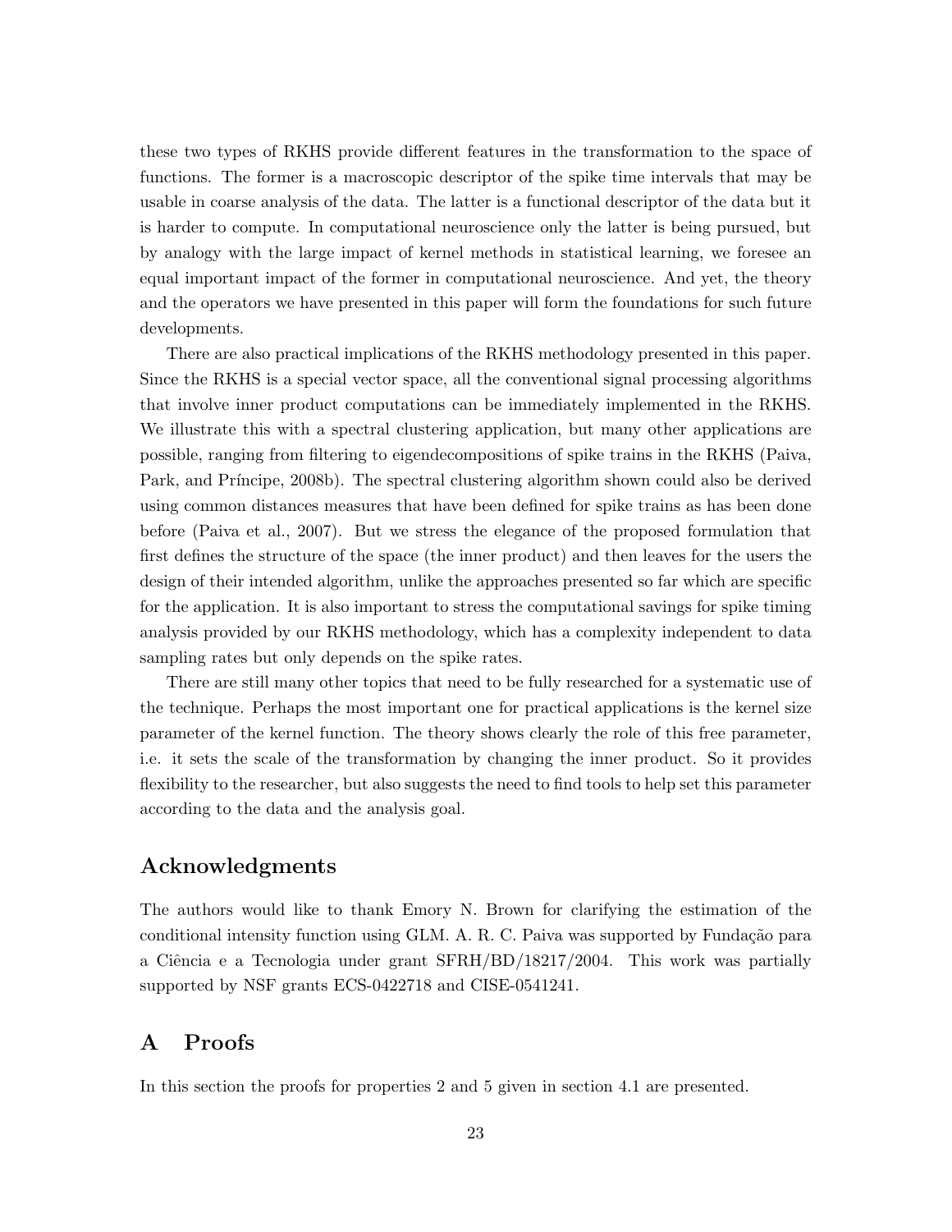these two types of RKHS provide different features in the transformation to the space of functions. The former is a macroscopic descriptor of the spike time intervals that may be usable in coarse analysis of the data. The latter is a functional descriptor of the data but it is harder to compute. In computational neuroscience only the latter is being pursued, but by analogy with the large impact of kernel methods in statistical learning, we foresee an equal important impact of the former in computational neuroscience. And yet, the theory and the operators we have presented in this paper will form the foundations for such future developments.

There are also practical implications of the RKHS methodology presented in this paper. Since the RKHS is a special vector space, all the conventional signal processing algorithms that involve inner product computations can be immediately implemented in the RKHS. We illustrate this with a spectral clustering application, but many other applications are possible, ranging from filtering to eigendecompositions of spike trains in the RKHS (Paiva, Park, and Príncipe, 2008b). The spectral clustering algorithm shown could also be derived using common distances measures that have been defined for spike trains as has been done before (Paiva et al., 2007). But we stress the elegance of the proposed formulation that first defines the structure of the space (the inner product) and then leaves for the users the design of their intended algorithm, unlike the approaches presented so far which are specific for the application. It is also important to stress the computational savings for spike timing analysis provided by our RKHS methodology, which has a complexity independent to data sampling rates but only depends on the spike rates.

There are still many other topics that need to be fully researched for a systematic use of the technique. Perhaps the most important one for practical applications is the kernel size parameter of the kernel function. The theory shows clearly the role of this free parameter, i.e. it sets the scale of the transformation by changing the inner product. So it provides flexibility to the researcher, but also suggests the need to find tools to help set this parameter according to the data and the analysis goal.

## Acknowledgments

The authors would like to thank Emory N. Brown for clarifying the estimation of the conditional intensity function using GLM. A. R. C. Paiva was supported by Fundação para a Ciência e a Tecnologia under grant SFRH/BD/18217/2004. This work was partially supported by NSF grants ECS-0422718 and CISE-0541241.

## A Proofs

In this section the proofs for properties 2 and 5 given in section 4.1 are presented.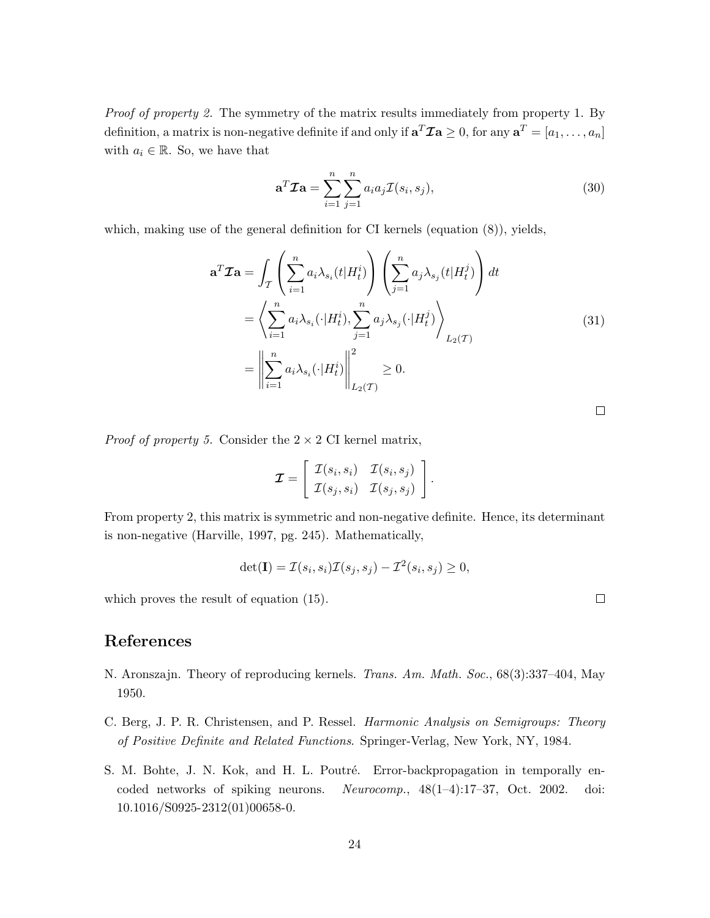*Proof of property 2.* The symmetry of the matrix results immediately from property 1. By definition, a matrix is non-negative definite if and only if $\mathbf{a}^T \boldsymbol{\mathcal{I}} \mathbf{a} \geq 0$, for any $\mathbf{a}^T = [a_1, \ldots, a_n]$ with $a_i \in \mathbb{R}$. So, we have that

$$\mathbf{a}^T \boldsymbol{\mathcal{I}} \mathbf{a} = \sum_{i=1}^{n} \sum_{j=1}^{n} a_i a_j \mathcal{I}(s_i, s_j), \tag{30}$$

which, making use of the general definition for CI kernels (equation (8)), yields,

$$\begin{aligned}
\mathbf{a}^T \boldsymbol{\mathcal{I}} \mathbf{a} &= \int_{\mathcal{T}} \left( \sum_{i=1}^{n} a_i \lambda_{s_i}(t|H_t^i) \right) \left( \sum_{j=1}^{n} a_j \lambda_{s_j}(t|H_t^j) \right) dt \\
&= \left\langle \sum_{i=1}^{n} a_i \lambda_{s_i}(\cdot|H_t^i), \sum_{j=1}^{n} a_j \lambda_{s_j}(\cdot|H_t^j) \right\rangle_{L_2(\mathcal{T})} \\
&= \left\| \sum_{i=1}^{n} a_i \lambda_{s_i}(\cdot|H_t^i) \right\|_{L_2(\mathcal{T})}^2 \geq 0.
\end{aligned} \tag{31}$$

□

*Proof of property 5.* Consider the $2 \times 2$ CI kernel matrix,

$$\boldsymbol{\mathcal{I}} = \begin{bmatrix} \mathcal{I}(s_i, s_i) & \mathcal{I}(s_i, s_j) \\ \mathcal{I}(s_j, s_i) & \mathcal{I}(s_j, s_j) \end{bmatrix}.$$

From property 2, this matrix is symmetric and non-negative definite. Hence, its determinant is non-negative (Harville, 1997, pg. 245). Mathematically,

$$\det(\mathbf{I}) = \mathcal{I}(s_i, s_i)\mathcal{I}(s_j, s_j) - \mathcal{I}^2(s_i, s_j) \geq 0,$$

which proves the result of equation (15).

□

## References

N. Aronszajn. Theory of reproducing kernels. *Trans. Am. Math. Soc.*, 68(3):337–404, May 1950.

C. Berg, J. P. R. Christensen, and P. Ressel. *Harmonic Analysis on Semigroups: Theory of Positive Definite and Related Functions*. Springer-Verlag, New York, NY, 1984.

S. M. Bohte, J. N. Kok, and H. L. Poutré. Error-backpropagation in temporally encoded networks of spiking neurons. *Neurocomp.*, 48(1–4):17–37, Oct. 2002. doi: 10.1016/S0925-2312(01)00658-0.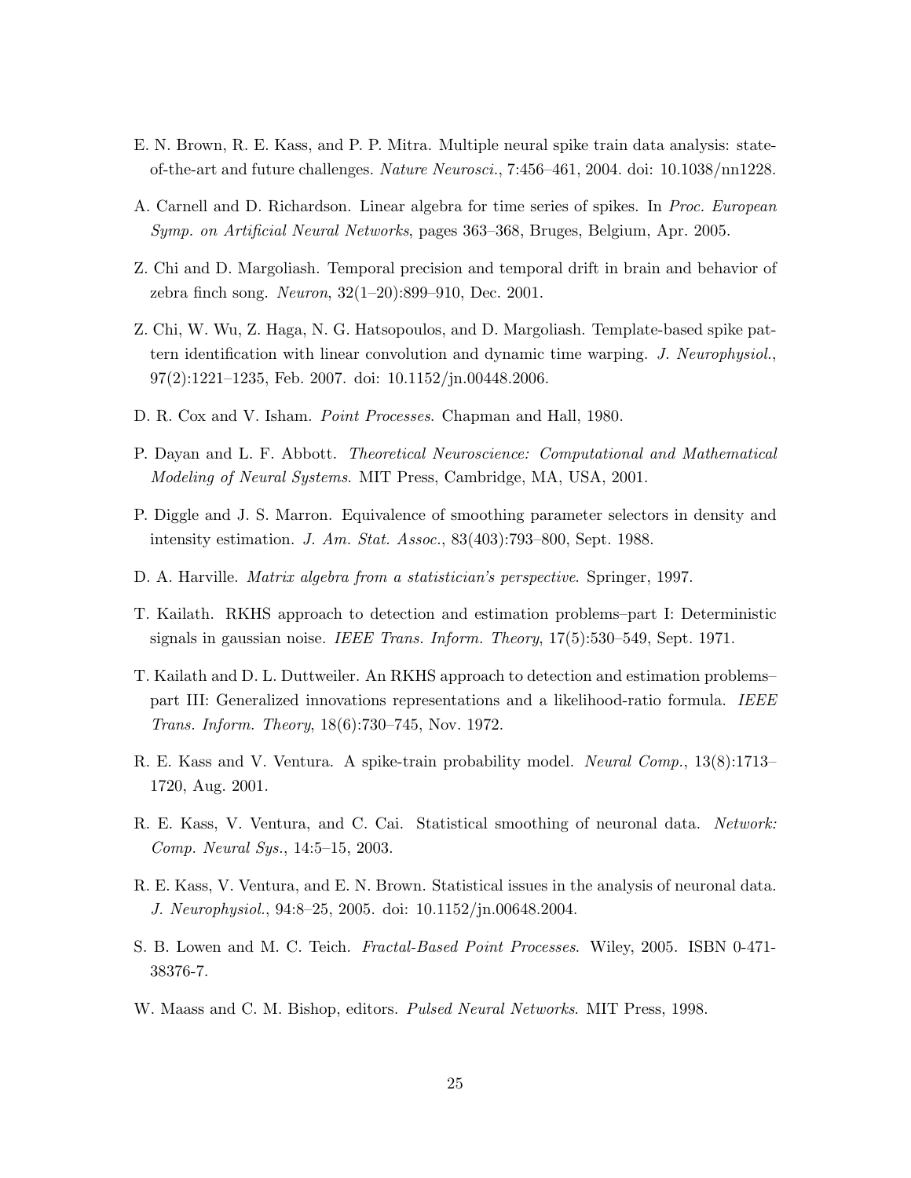E. N. Brown, R. E. Kass, and P. P. Mitra. Multiple neural spike train data analysis: state-of-the-art and future challenges. *Nature Neurosci.*, 7:456–461, 2004. doi: 10.1038/nn1228.

A. Carnell and D. Richardson. Linear algebra for time series of spikes. In *Proc. European Symp. on Artificial Neural Networks*, pages 363–368, Bruges, Belgium, Apr. 2005.

Z. Chi and D. Margoliash. Temporal precision and temporal drift in brain and behavior of zebra finch song. *Neuron*, 32(1–20):899–910, Dec. 2001.

Z. Chi, W. Wu, Z. Haga, N. G. Hatsopoulos, and D. Margoliash. Template-based spike pattern identification with linear convolution and dynamic time warping. *J. Neurophysiol.*, 97(2):1221–1235, Feb. 2007. doi: 10.1152/jn.00448.2006.

D. R. Cox and V. Isham. *Point Processes*. Chapman and Hall, 1980.

P. Dayan and L. F. Abbott. *Theoretical Neuroscience: Computational and Mathematical Modeling of Neural Systems*. MIT Press, Cambridge, MA, USA, 2001.

P. Diggle and J. S. Marron. Equivalence of smoothing parameter selectors in density and intensity estimation. *J. Am. Stat. Assoc.*, 83(403):793–800, Sept. 1988.

D. A. Harville. *Matrix algebra from a statistician's perspective*. Springer, 1997.

T. Kailath. RKHS approach to detection and estimation problems–part I: Deterministic signals in gaussian noise. *IEEE Trans. Inform. Theory*, 17(5):530–549, Sept. 1971.

T. Kailath and D. L. Duttweiler. An RKHS approach to detection and estimation problems–part III: Generalized innovations representations and a likelihood-ratio formula. *IEEE Trans. Inform. Theory*, 18(6):730–745, Nov. 1972.

R. E. Kass and V. Ventura. A spike-train probability model. *Neural Comp.*, 13(8):1713–1720, Aug. 2001.

R. E. Kass, V. Ventura, and C. Cai. Statistical smoothing of neuronal data. *Network: Comp. Neural Sys.*, 14:5–15, 2003.

R. E. Kass, V. Ventura, and E. N. Brown. Statistical issues in the analysis of neuronal data. *J. Neurophysiol.*, 94:8–25, 2005. doi: 10.1152/jn.00648.2004.

S. B. Lowen and M. C. Teich. *Fractal-Based Point Processes*. Wiley, 2005. ISBN 0-471-38376-7.

W. Maass and C. M. Bishop, editors. *Pulsed Neural Networks*. MIT Press, 1998.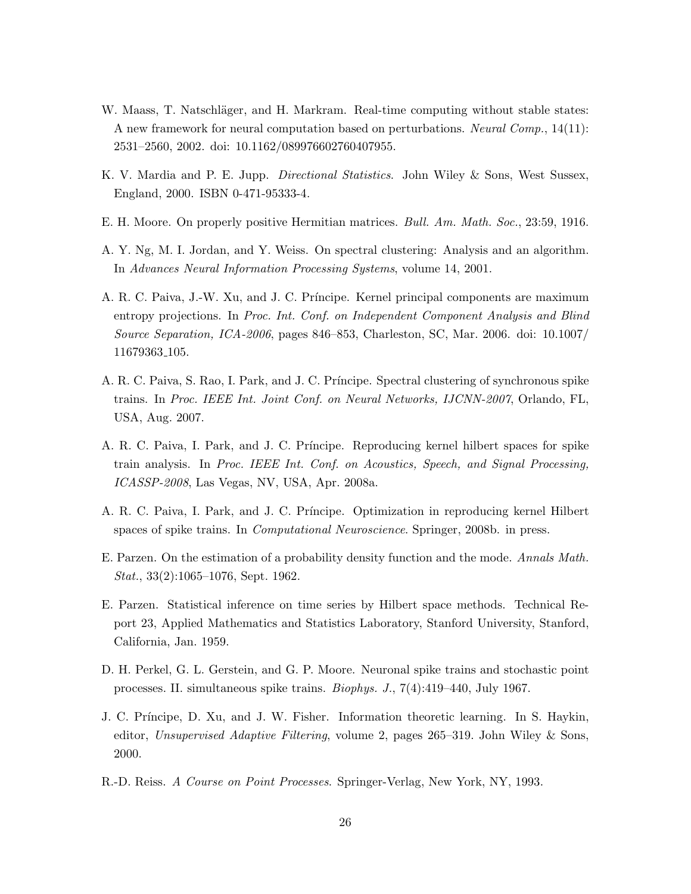W. Maass, T. Natschläger, and H. Markram. Real-time computing without stable states: A new framework for neural computation based on perturbations. *Neural Comp.*, 14(11): 2531–2560, 2002. doi: 10.1162/089976602760407955.

K. V. Mardia and P. E. Jupp. *Directional Statistics*. John Wiley & Sons, West Sussex, England, 2000. ISBN 0-471-95333-4.

E. H. Moore. On properly positive Hermitian matrices. *Bull. Am. Math. Soc.*, 23:59, 1916.

A. Y. Ng, M. I. Jordan, and Y. Weiss. On spectral clustering: Analysis and an algorithm. In *Advances Neural Information Processing Systems*, volume 14, 2001.

A. R. C. Paiva, J.-W. Xu, and J. C. Príncipe. Kernel principal components are maximum entropy projections. In *Proc. Int. Conf. on Independent Component Analysis and Blind Source Separation, ICA-2006*, pages 846–853, Charleston, SC, Mar. 2006. doi: 10.1007/11679363_105.

A. R. C. Paiva, S. Rao, I. Park, and J. C. Príncipe. Spectral clustering of synchronous spike trains. In *Proc. IEEE Int. Joint Conf. on Neural Networks, IJCNN-2007*, Orlando, FL, USA, Aug. 2007.

A. R. C. Paiva, I. Park, and J. C. Príncipe. Reproducing kernel hilbert spaces for spike train analysis. In *Proc. IEEE Int. Conf. on Acoustics, Speech, and Signal Processing, ICASSP-2008*, Las Vegas, NV, USA, Apr. 2008a.

A. R. C. Paiva, I. Park, and J. C. Príncipe. Optimization in reproducing kernel Hilbert spaces of spike trains. In *Computational Neuroscience*. Springer, 2008b. in press.

E. Parzen. On the estimation of a probability density function and the mode. *Annals Math. Stat.*, 33(2):1065–1076, Sept. 1962.

E. Parzen. Statistical inference on time series by Hilbert space methods. Technical Report 23, Applied Mathematics and Statistics Laboratory, Stanford University, Stanford, California, Jan. 1959.

D. H. Perkel, G. L. Gerstein, and G. P. Moore. Neuronal spike trains and stochastic point processes. II. simultaneous spike trains. *Biophys. J.*, 7(4):419–440, July 1967.

J. C. Príncipe, D. Xu, and J. W. Fisher. Information theoretic learning. In S. Haykin, editor, *Unsupervised Adaptive Filtering*, volume 2, pages 265–319. John Wiley & Sons, 2000.

R.-D. Reiss. *A Course on Point Processes*. Springer-Verlag, New York, NY, 1993.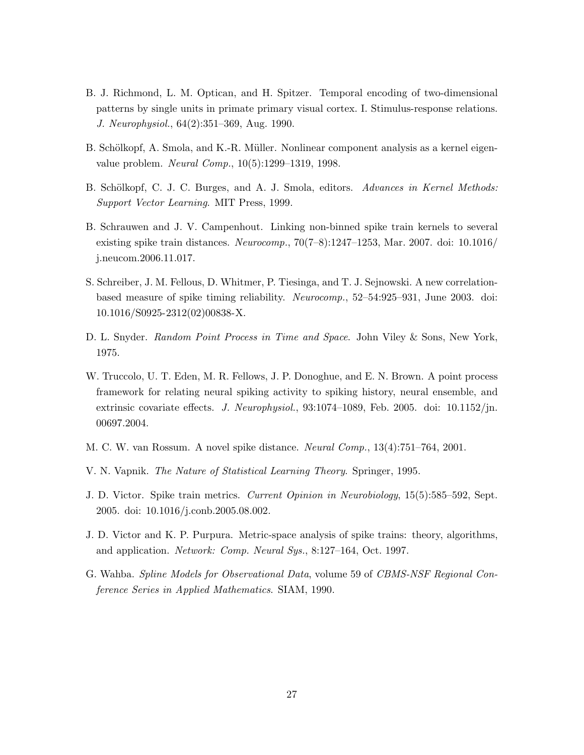B. J. Richmond, L. M. Optican, and H. Spitzer. Temporal encoding of two-dimensional patterns by single units in primate primary visual cortex. I. Stimulus-response relations. *J. Neurophysiol.*, 64(2):351–369, Aug. 1990.

B. Schölkopf, A. Smola, and K.-R. Müller. Nonlinear component analysis as a kernel eigenvalue problem. *Neural Comp.*, 10(5):1299–1319, 1998.

B. Schölkopf, C. J. C. Burges, and A. J. Smola, editors. *Advances in Kernel Methods: Support Vector Learning*. MIT Press, 1999.

B. Schrauwen and J. V. Campenhout. Linking non-binned spike train kernels to several existing spike train distances. *Neurocomp.*, 70(7–8):1247–1253, Mar. 2007. doi: 10.1016/j.neucom.2006.11.017.

S. Schreiber, J. M. Fellous, D. Whitmer, P. Tiesinga, and T. J. Sejnowski. A new correlation-based measure of spike timing reliability. *Neurocomp.*, 52–54:925–931, June 2003. doi: 10.1016/S0925-2312(02)00838-X.

D. L. Snyder. *Random Point Process in Time and Space*. John Viley & Sons, New York, 1975.

W. Truccolo, U. T. Eden, M. R. Fellows, J. P. Donoghue, and E. N. Brown. A point process framework for relating neural spiking activity to spiking history, neural ensemble, and extrinsic covariate effects. *J. Neurophysiol.*, 93:1074–1089, Feb. 2005. doi: 10.1152/jn.00697.2004.

M. C. W. van Rossum. A novel spike distance. *Neural Comp.*, 13(4):751–764, 2001.

V. N. Vapnik. *The Nature of Statistical Learning Theory*. Springer, 1995.

J. D. Victor. Spike train metrics. *Current Opinion in Neurobiology*, 15(5):585–592, Sept. 2005. doi: 10.1016/j.conb.2005.08.002.

J. D. Victor and K. P. Purpura. Metric-space analysis of spike trains: theory, algorithms, and application. *Network: Comp. Neural Sys.*, 8:127–164, Oct. 1997.

G. Wahba. *Spline Models for Observational Data*, volume 59 of *CBMS-NSF Regional Conference Series in Applied Mathematics*. SIAM, 1990.